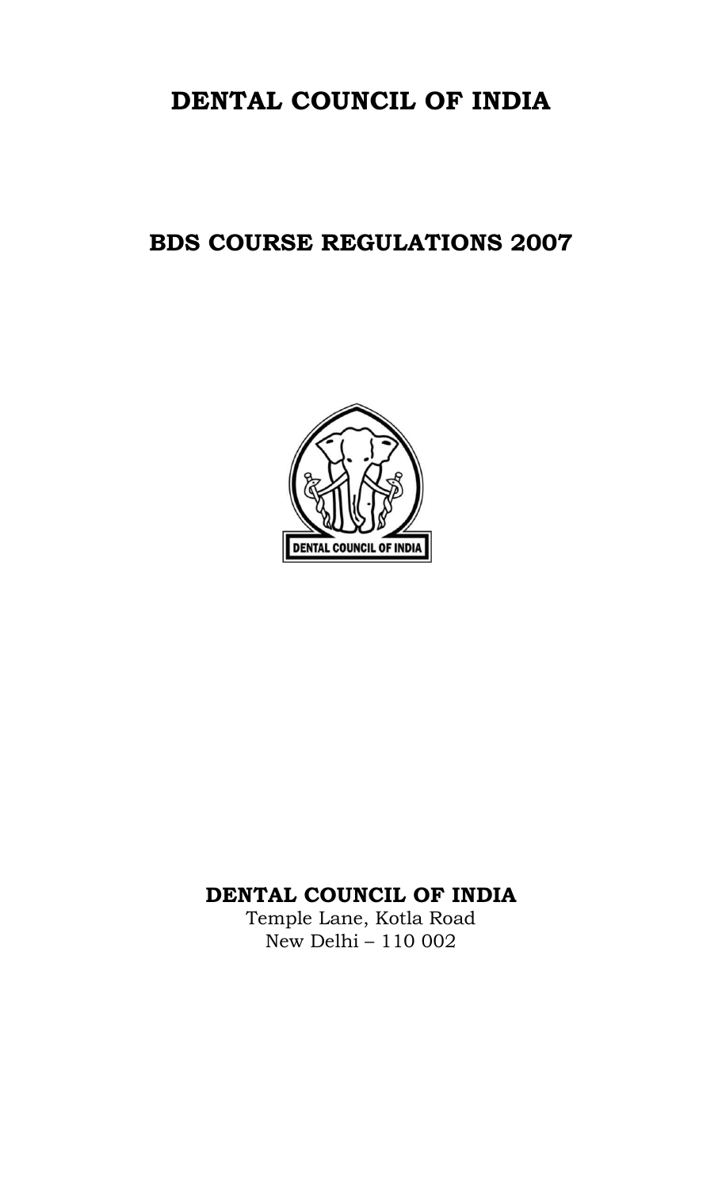# DENTAL COUNCIL OF INDIA

## BDS COURSE REGULATIONS 2007

**DENTAL COUNCIL OF INDIA**

Temple Lane, Kotla Road
New Delhi – 110 002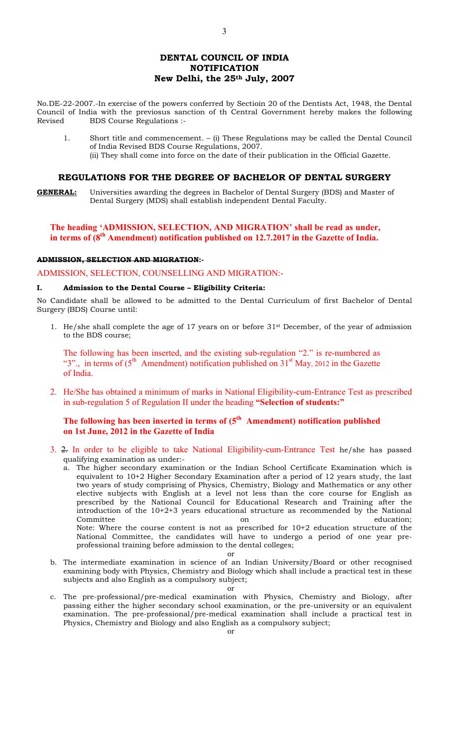# DENTAL COUNCIL OF INDIA
## NOTIFICATION
### New Delhi, the 25th July, 2007

No.DE-22-2007.-In exercise of the powers conferred by Sectioin 20 of the Dentists Act, 1948, the Dental Council of India with the previosus sanction of th Central Government hereby makes the following Revised BDS Course Regulations :-

1. Short title and commencement. – (i) These Regulations may be called the Dental Council of India Revised BDS Course Regulations, 2007.
   (ii) They shall come into force on the date of their publication in the Official Gazette.

## REGULATIONS FOR THE DEGREE OF BACHELOR OF DENTAL SURGERY

**GENERAL:** Universities awarding the degrees in Bachelor of Dental Surgery (BDS) and Master of Dental Surgery (MDS) shall establish independent Dental Faculty.

**The heading 'ADMISSION, SELECTION, AND MIGRATION' shall be read as under, in terms of (8th Amendment) notification published on 12.7.2017 in the Gazette of India.**

~~**ADMISSION, SELECTION AND MIGRATION:-**~~

ADMISSION, SELECTION, COUNSELLING AND MIGRATION:-

**I. Admission to the Dental Course – Eligibility Criteria:**

No Candidate shall be allowed to be admitted to the Dental Curriculum of first Bachelor of Dental Surgery (BDS) Course until:

1. He/she shall complete the age of 17 years on or before 31st December, of the year of admission to the BDS course;

The following has been inserted, and the existing sub-regulation "2." is re-numbered as "3"., in terms of (5th Amendment) notification published on 31st May, 2012 in the Gazette of India.

2. He/She has obtained a minimum of marks in National Eligibility-cum-Entrance Test as prescribed in sub-regulation 5 of Regulation II under the heading **"Selection of students:"**

**The following has been inserted in terms of (5th Amendment) notification published on 1st June, 2012 in the Gazette of India**

3. ~~2.~~ In order to be eligible to take National Eligibility-cum-Entrance Test he/she has passed qualifying examination as under:-
   a. The higher secondary examination or the Indian School Certificate Examination which is equivalent to 10+2 Higher Secondary Examination after a period of 12 years study, the last two years of study comprising of Physics, Chemistry, Biology and Mathematics or any other elective subjects with English at a level not less than the core course for English as prescribed by the National Council for Educational Research and Training after the introduction of the 10+2+3 years educational structure as recommended by the National Committee on education;
   Note: Where the course content is not as prescribed for 10+2 education structure of the National Committee, the candidates will have to undergo a period of one year pre-professional training before admission to the dental colleges;

   or

   b. The intermediate examination in science of an Indian University/Board or other recognised examining body with Physics, Chemistry and Biology which shall include a practical test in these subjects and also English as a compulsory subject;

   or

   c. The pre-professional/pre-medical examination with Physics, Chemistry and Biology, after passing either the higher secondary school examination, or the pre-university or an equivalent examination. The pre-professional/pre-medical examination shall include a practical test in Physics, Chemistry and Biology and also English as a compulsory subject;

   or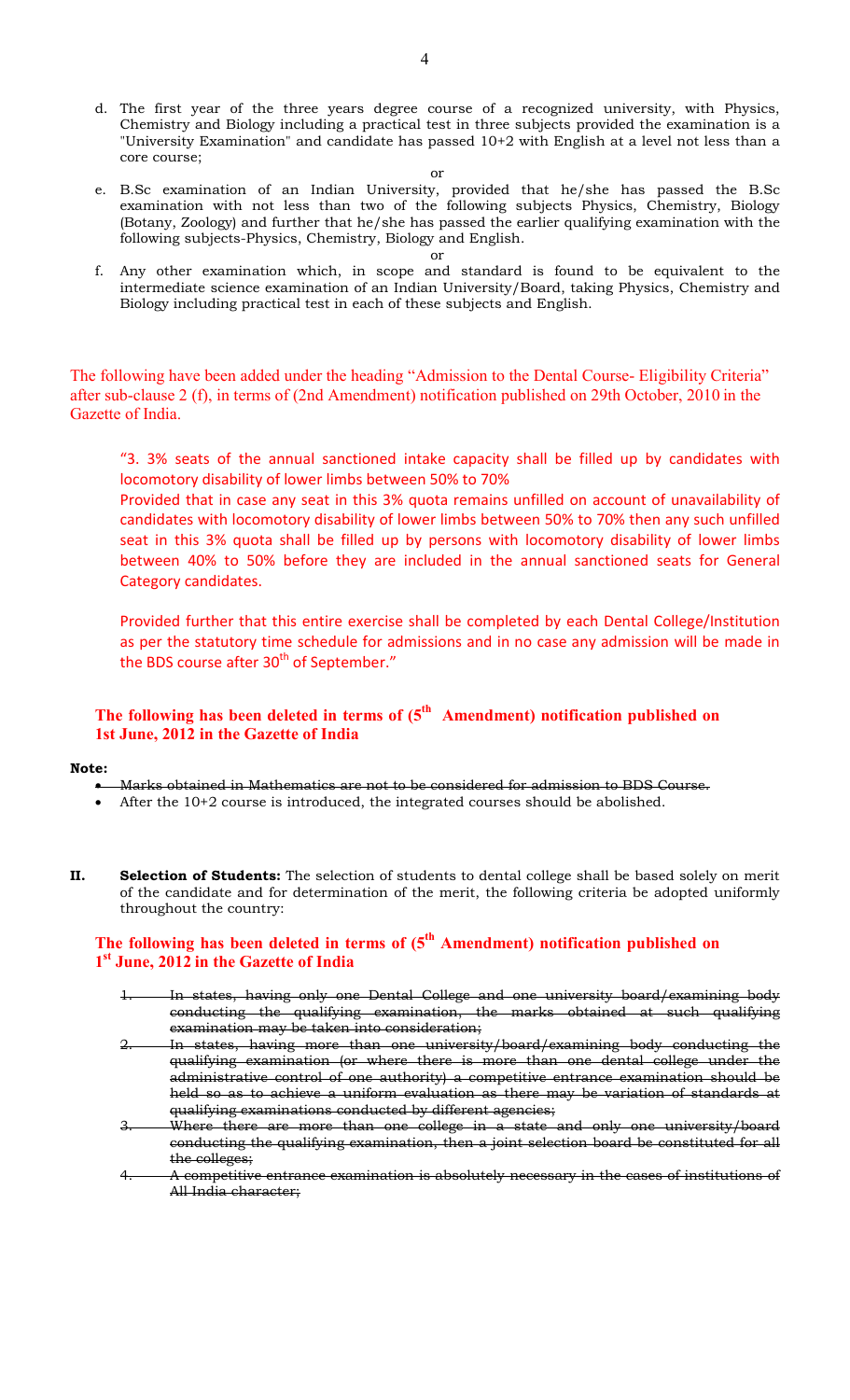d. The first year of the three years degree course of a recognized university, with Physics, Chemistry and Biology including a practical test in three subjects provided the examination is a "University Examination" and candidate has passed 10+2 with English at a level not less than a core course;

or

e. B.Sc examination of an Indian University, provided that he/she has passed the B.Sc examination with not less than two of the following subjects Physics, Chemistry, Biology (Botany, Zoology) and further that he/she has passed the earlier qualifying examination with the following subjects-Physics, Chemistry, Biology and English.

or

f. Any other examination which, in scope and standard is found to be equivalent to the intermediate science examination of an Indian University/Board, taking Physics, Chemistry and Biology including practical test in each of these subjects and English.

The following have been added under the heading "Admission to the Dental Course- Eligibility Criteria" after sub-clause 2 (f), in terms of (2nd Amendment) notification published on 29th October, 2010 in the Gazette of India.

> "3. 3% seats of the annual sanctioned intake capacity shall be filled up by candidates with locomotory disability of lower limbs between 50% to 70%
>
> Provided that in case any seat in this 3% quota remains unfilled on account of unavailability of candidates with locomotory disability of lower limbs between 50% to 70% then any such unfilled seat in this 3% quota shall be filled up by persons with locomotory disability of lower limbs between 40% to 50% before they are included in the annual sanctioned seats for General Category candidates.
>
> Provided further that this entire exercise shall be completed by each Dental College/Institution as per the statutory time schedule for admissions and in no case any admission will be made in the BDS course after 30th of September."

**The following has been deleted in terms of (5th Amendment) notification published on 1st June, 2012 in the Gazette of India**

**Note:**

- ~~Marks obtained in Mathematics are not to be considered for admission to BDS Course.~~
- After the 10+2 course is introduced, the integrated courses should be abolished.

**II. Selection of Students:** The selection of students to dental college shall be based solely on merit of the candidate and for determination of the merit, the following criteria be adopted uniformly throughout the country:

**The following has been deleted in terms of (5th Amendment) notification published on 1st June, 2012 in the Gazette of India**

1. ~~In states, having only one Dental College and one university board/examining body conducting the qualifying examination, the marks obtained at such qualifying examination may be taken into consideration;~~
2. ~~In states, having more than one university/board/examining body conducting the qualifying examination (or where there is more than one dental college under the administrative control of one authority) a competitive entrance examination should be held so as to achieve a uniform evaluation as there may be variation of standards at qualifying examinations conducted by different agencies;~~
3. ~~Where there are more than one college in a state and only one university/board conducting the qualifying examination, then a joint selection board be constituted for all the colleges;~~
4. ~~A competitive entrance examination is absolutely necessary in the cases of institutions of All India character;~~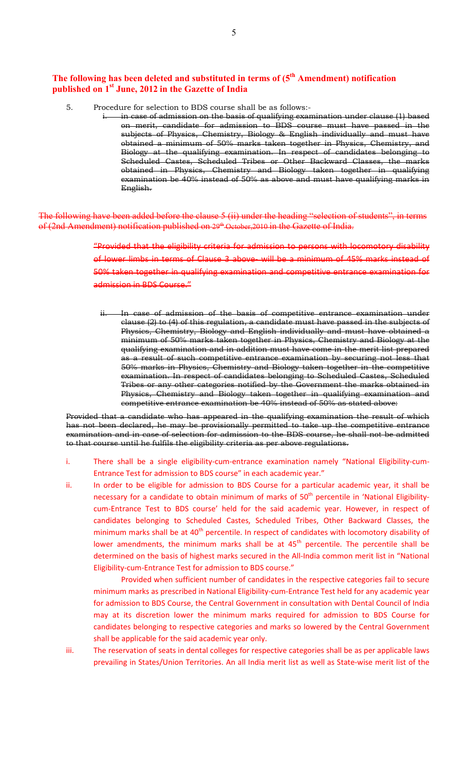**The following has been deleted and substituted in terms of (5th Amendment) notification published on 1st June, 2012 in the Gazette of India**

5. Procedure for selection to BDS course shall be as follows:-

   ~~i. in case of admission on the basis of qualifying examination under clause (1) based on merit, candidate for admission to BDS course must have passed in the subjects of Physics, Chemistry, Biology & English individually and must have obtained a minimum of 50% marks taken together in Physics, Chemistry, and Biology at the qualifying examination. In respect of candidates belonging to Scheduled Castes, Scheduled Tribes or Other Backward Classes, the marks obtained in Physics, Chemistry and Biology taken together in qualifying examination be 40% instead of 50% as above and must have qualifying marks in English.~~

~~The following have been added before the clause 5 (ii) under the heading "selection of students", in terms of (2nd Amendment) notification published on 29th October,2010 in the Gazette of India.~~

~~"Provided that the eligibility criteria for admission to persons with locomotory disability of lower limbs in terms of Clause 3 above- will be a minimum of 45% marks instead of 50% taken together in qualifying examination and competitive entrance examination for admission in BDS Course."~~

   ~~ii. In case of admission of the basis of competitive entrance examination under clause (2) to (4) of this regulation, a candidate must have passed in the subjects of Physics, Chemistry, Biology and English individually and must have obtained a minimum of 50% marks taken together in Physics, Chemistry and Biology at the qualifying examination and in addition must have come in the merit list prepared as a result of such competitive entrance examination by securing not less that 50% marks in Physics, Chemistry and Biology taken together in the competitive examination. In respect of candidates belonging to Scheduled Castes, Scheduled Tribes or any other categories notified by the Government the marks obtained in Physics, Chemistry and Biology taken together in qualifying examination and competitive entrance examination be 40% instead of 50% as stated above:~~

~~Provided that a candidate who has appeared in the qualifying examination the result of which has not been declared, he may be provisionally permitted to take up the competitive entrance examination and in case of selection for admission to the BDS course, he shall not be admitted to that course until he fulfils the eligibility criteria as per above regulations.~~

i. There shall be a single eligibility-cum-entrance examination namely "National Eligibility-cum-Entrance Test for admission to BDS course" in each academic year."

ii. In order to be eligible for admission to BDS Course for a particular academic year, it shall be necessary for a candidate to obtain minimum of marks of 50th percentile in 'National Eligibility-cum-Entrance Test to BDS course' held for the said academic year. However, in respect of candidates belonging to Scheduled Castes, Scheduled Tribes, Other Backward Classes, the minimum marks shall be at 40th percentile. In respect of candidates with locomotory disability of lower amendments, the minimum marks shall be at 45th percentile. The percentile shall be determined on the basis of highest marks secured in the All-India common merit list in "National Eligibility-cum-Entrance Test for admission to BDS course."

   Provided when sufficient number of candidates in the respective categories fail to secure minimum marks as prescribed in National Eligibility-cum-Entrance Test held for any academic year for admission to BDS Course, the Central Government in consultation with Dental Council of India may at its discretion lower the minimum marks required for admission to BDS Course for candidates belonging to respective categories and marks so lowered by the Central Government shall be applicable for the said academic year only.

iii. The reservation of seats in dental colleges for respective categories shall be as per applicable laws prevailing in States/Union Territories. An all India merit list as well as State-wise merit list of the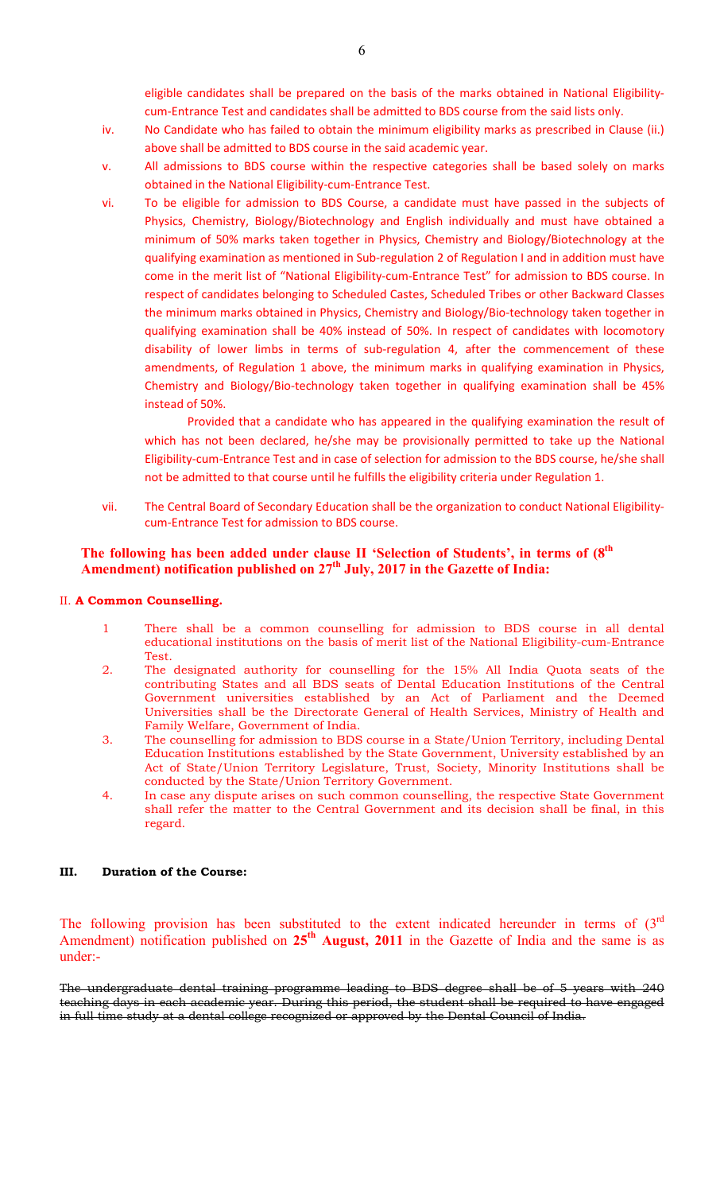eligible candidates shall be prepared on the basis of the marks obtained in National Eligibility-cum-Entrance Test and candidates shall be admitted to BDS course from the said lists only.

iv. No Candidate who has failed to obtain the minimum eligibility marks as prescribed in Clause (ii.) above shall be admitted to BDS course in the said academic year.

v. All admissions to BDS course within the respective categories shall be based solely on marks obtained in the National Eligibility-cum-Entrance Test.

vi. To be eligible for admission to BDS Course, a candidate must have passed in the subjects of Physics, Chemistry, Biology/Biotechnology and English individually and must have obtained a minimum of 50% marks taken together in Physics, Chemistry and Biology/Biotechnology at the qualifying examination as mentioned in Sub-regulation 2 of Regulation I and in addition must have come in the merit list of "National Eligibility-cum-Entrance Test" for admission to BDS course. In respect of candidates belonging to Scheduled Castes, Scheduled Tribes or other Backward Classes the minimum marks obtained in Physics, Chemistry and Biology/Bio-technology taken together in qualifying examination shall be 40% instead of 50%. In respect of candidates with locomotory disability of lower limbs in terms of sub-regulation 4, after the commencement of these amendments, of Regulation 1 above, the minimum marks in qualifying examination in Physics, Chemistry and Biology/Bio-technology taken together in qualifying examination shall be 45% instead of 50%.

Provided that a candidate who has appeared in the qualifying examination the result of which has not been declared, he/she may be provisionally permitted to take up the National Eligibility-cum-Entrance Test and in case of selection for admission to the BDS course, he/she shall not be admitted to that course until he fulfills the eligibility criteria under Regulation 1.

vii. The Central Board of Secondary Education shall be the organization to conduct National Eligibility-cum-Entrance Test for admission to BDS course.

**The following has been added under clause II 'Selection of Students', in terms of (8th Amendment) notification published on 27th July, 2017 in the Gazette of India:**

II. **A Common Counselling.**

1. There shall be a common counselling for admission to BDS course in all dental educational institutions on the basis of merit list of the National Eligibility-cum-Entrance Test.
2. The designated authority for counselling for the 15% All India Quota seats of the contributing States and all BDS seats of Dental Education Institutions of the Central Government universities established by an Act of Parliament and the Deemed Universities shall be the Directorate General of Health Services, Ministry of Health and Family Welfare, Government of India.
3. The counselling for admission to BDS course in a State/Union Territory, including Dental Education Institutions established by the State Government, University established by an Act of State/Union Territory Legislature, Trust, Society, Minority Institutions shall be conducted by the State/Union Territory Government.
4. In case any dispute arises on such common counselling, the respective State Government shall refer the matter to the Central Government and its decision shall be final, in this regard.

**III. Duration of the Course:**

The following provision has been substituted to the extent indicated hereunder in terms of (3rd Amendment) notification published on **25th August, 2011** in the Gazette of India and the same is as under:-

~~The undergraduate dental training programme leading to BDS degree shall be of 5 years with 240 teaching days in each academic year. During this period, the student shall be required to have engaged in full time study at a dental college recognized or approved by the Dental Council of India.~~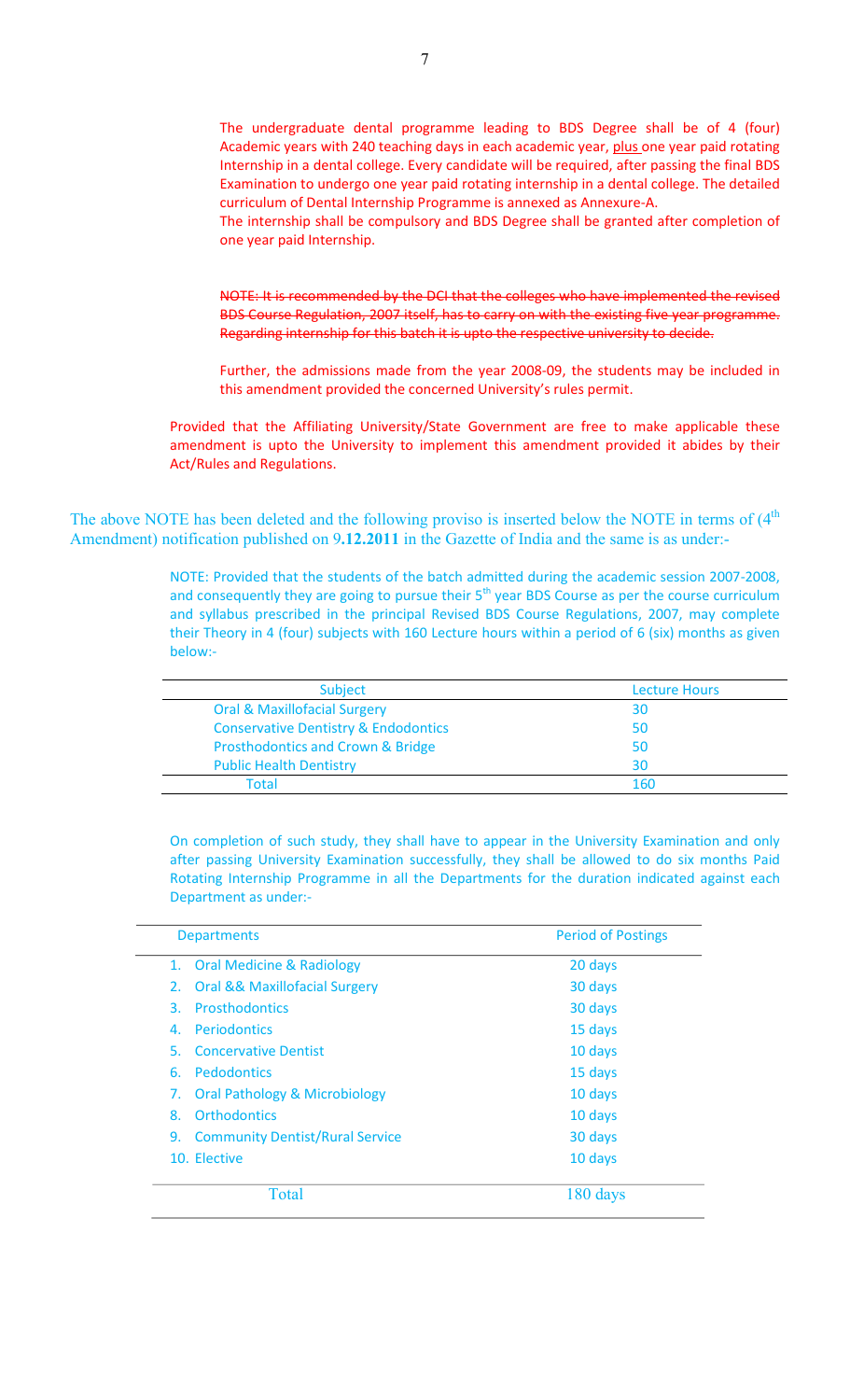The undergraduate dental programme leading to BDS Degree shall be of 4 (four) Academic years with 240 teaching days in each academic year, plus one year paid rotating Internship in a dental college. Every candidate will be required, after passing the final BDS Examination to undergo one year paid rotating internship in a dental college. The detailed curriculum of Dental Internship Programme is annexed as Annexure-A.

The internship shall be compulsory and BDS Degree shall be granted after completion of one year paid Internship.

~~NOTE: It is recommended by the DCI that the colleges who have implemented the revised BDS Course Regulation, 2007 itself, has to carry on with the existing five year programme. Regarding internship for this batch it is upto the respective university to decide.~~

Further, the admissions made from the year 2008-09, the students may be included in this amendment provided the concerned University's rules permit.

Provided that the Affiliating University/State Government are free to make applicable these amendment is upto the University to implement this amendment provided it abides by their Act/Rules and Regulations.

The above NOTE has been deleted and the following proviso is inserted below the NOTE in terms of (4th Amendment) notification published on 9**.12.2011** in the Gazette of India and the same is as under:-

NOTE: Provided that the students of the batch admitted during the academic session 2007-2008, and consequently they are going to pursue their 5th year BDS Course as per the course curriculum and syllabus prescribed in the principal Revised BDS Course Regulations, 2007, may complete their Theory in 4 (four) subjects with 160 Lecture hours within a period of 6 (six) months as given below:-

| Subject | Lecture Hours |
|---|---|
| Oral & Maxillofacial Surgery | 30 |
| Conservative Dentistry & Endodontics | 50 |
| Prosthodontics and Crown & Bridge | 50 |
| Public Health Dentistry | 30 |
| Total | 160 |

On completion of such study, they shall have to appear in the University Examination and only after passing University Examination successfully, they shall be allowed to do six months Paid Rotating Internship Programme in all the Departments for the duration indicated against each Department as under:-

| Departments | Period of Postings |
|---|---|
| 1. Oral Medicine & Radiology | 20 days |
| 2. Oral && Maxillofacial Surgery | 30 days |
| 3. Prosthodontics | 30 days |
| 4. Periodontics | 15 days |
| 5. Concervative Dentist | 10 days |
| 6. Pedodontics | 15 days |
| 7. Oral Pathology & Microbiology | 10 days |
| 8. Orthodontics | 10 days |
| 9. Community Dentist/Rural Service | 30 days |
| 10. Elective | 10 days |
| Total | 180 days |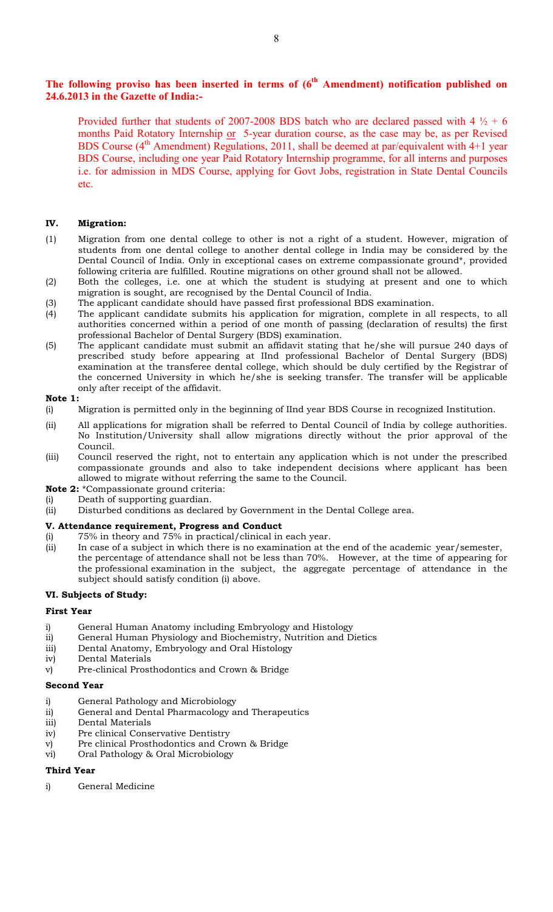**The following proviso has been inserted in terms of (6th Amendment) notification published on 24.6.2013 in the Gazette of India:-**

Provided further that students of 2007-2008 BDS batch who are declared passed with 4 ½ + 6 months Paid Rotatory Internship <u>or</u> 5-year duration course, as the case may be, as per Revised BDS Course (4th Amendment) Regulations, 2011, shall be deemed at par/equivalent with 4+1 year BDS Course, including one year Paid Rotatory Internship programme, for all interns and purposes i.e. for admission in MDS Course, applying for Govt Jobs, registration in State Dental Councils etc.

## IV. Migration:

(1) Migration from one dental college to other is not a right of a student. However, migration of students from one dental college to another dental college in India may be considered by the Dental Council of India. Only in exceptional cases on extreme compassionate ground*, provided following criteria are fulfilled. Routine migrations on other ground shall not be allowed.

(2) Both the colleges, i.e. one at which the student is studying at present and one to which migration is sought, are recognised by the Dental Council of India.

(3) The applicant candidate should have passed first professional BDS examination.

(4) The applicant candidate submits his application for migration, complete in all respects, to all authorities concerned within a period of one month of passing (declaration of results) the first professional Bachelor of Dental Surgery (BDS) examination.

(5) The applicant candidate must submit an affidavit stating that he/she will pursue 240 days of prescribed study before appearing at IInd professional Bachelor of Dental Surgery (BDS) examination at the transferee dental college, which should be duly certified by the Registrar of the concerned University in which he/she is seeking transfer. The transfer will be applicable only after receipt of the affidavit.

**Note 1:**

(i) Migration is permitted only in the beginning of IInd year BDS Course in recognized Institution.

(ii) All applications for migration shall be referred to Dental Council of India by college authorities. No Institution/University shall allow migrations directly without the prior approval of the Council.

(iii) Council reserved the right, not to entertain any application which is not under the prescribed compassionate grounds and also to take independent decisions where applicant has been allowed to migrate without referring the same to the Council.

**Note 2:** *Compassionate ground criteria:

(i) Death of supporting guardian.

(ii) Disturbed conditions as declared by Government in the Dental College area.

## V. Attendance requirement, Progress and Conduct

(i) 75% in theory and 75% in practical/clinical in each year.

(ii) In case of a subject in which there is no examination at the end of the academic year/semester, the percentage of attendance shall not be less than 70%. However, at the time of appearing for the professional examination in the subject, the aggregate percentage of attendance in the subject should satisfy condition (i) above.

## VI. Subjects of Study:

### First Year

i) General Human Anatomy including Embryology and Histology
ii) General Human Physiology and Biochemistry, Nutrition and Dietics
iii) Dental Anatomy, Embryology and Oral Histology
iv) Dental Materials
v) Pre-clinical Prosthodontics and Crown & Bridge

### Second Year

i) General Pathology and Microbiology
ii) General and Dental Pharmacology and Therapeutics
iii) Dental Materials
iv) Pre clinical Conservative Dentistry
v) Pre clinical Prosthodontics and Crown & Bridge
vi) Oral Pathology & Oral Microbiology

### Third Year

i) General Medicine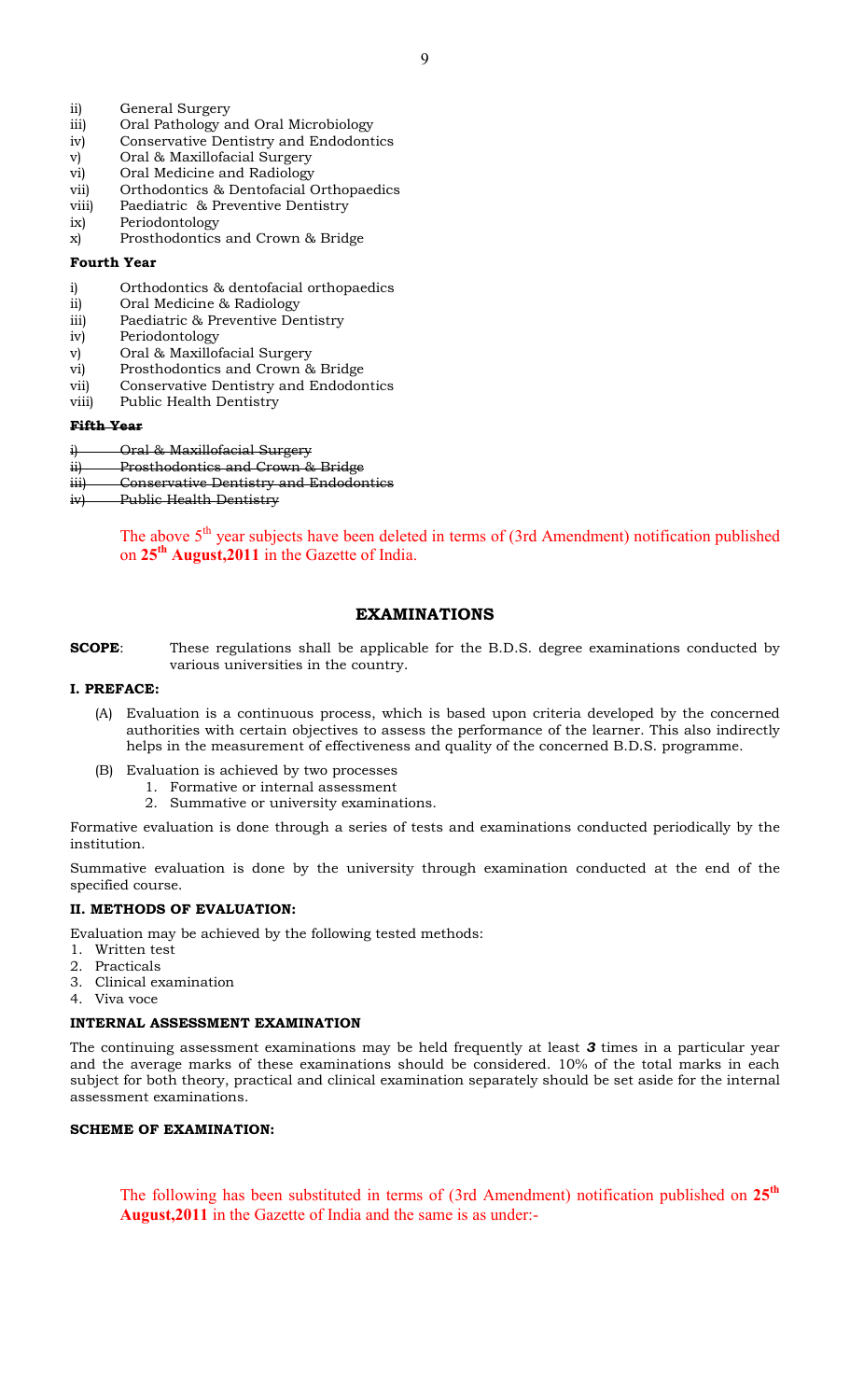ii) General Surgery
iii) Oral Pathology and Oral Microbiology
iv) Conservative Dentistry and Endodontics
v) Oral & Maxillofacial Surgery
vi) Oral Medicine and Radiology
vii) Orthodontics & Dentofacial Orthopaedics
viii) Paediatric & Preventive Dentistry
ix) Periodontology
x) Prosthodontics and Crown & Bridge

**Fourth Year**

i) Orthodontics & dentofacial orthopaedics
ii) Oral Medicine & Radiology
iii) Paediatric & Preventive Dentistry
iv) Periodontology
v) Oral & Maxillofacial Surgery
vi) Prosthodontics and Crown & Bridge
vii) Conservative Dentistry and Endodontics
viii) Public Health Dentistry

~~**Fifth Year**~~

~~i) Oral & Maxillofacial Surgery~~
~~ii) Prosthodontics and Crown & Bridge~~
~~iii) Conservative Dentistry and Endodontics~~
~~iv) Public Health Dentistry~~

The above 5th year subjects have been deleted in terms of (3rd Amendment) notification published on **25th August,2011** in the Gazette of India.

## EXAMINATIONS

**SCOPE**: These regulations shall be applicable for the B.D.S. degree examinations conducted by various universities in the country.

**I. PREFACE:**

(A) Evaluation is a continuous process, which is based upon criteria developed by the concerned authorities with certain objectives to assess the performance of the learner. This also indirectly helps in the measurement of effectiveness and quality of the concerned B.D.S. programme.

(B) Evaluation is achieved by two processes
   1. Formative or internal assessment
   2. Summative or university examinations.

Formative evaluation is done through a series of tests and examinations conducted periodically by the institution.

Summative evaluation is done by the university through examination conducted at the end of the specified course.

**II. METHODS OF EVALUATION:**

Evaluation may be achieved by the following tested methods:

1. Written test
2. Practicals
3. Clinical examination
4. Viva voce

**INTERNAL ASSESSMENT EXAMINATION**

The continuing assessment examinations may be held frequently at least ***3*** times in a particular year and the average marks of these examinations should be considered. 10% of the total marks in each subject for both theory, practical and clinical examination separately should be set aside for the internal assessment examinations.

**SCHEME OF EXAMINATION:**

The following has been substituted in terms of (3rd Amendment) notification published on **25th August,2011** in the Gazette of India and the same is as under:-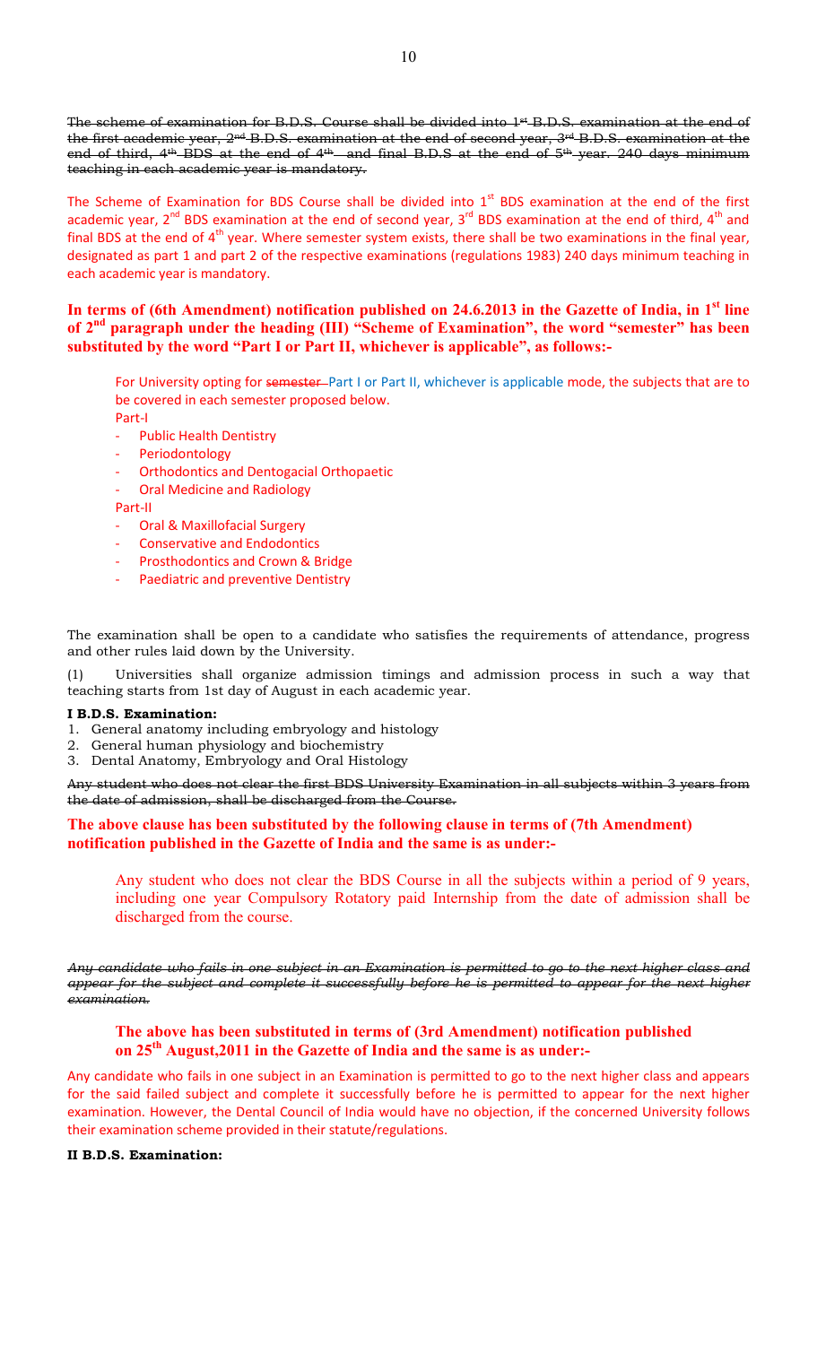~~The scheme of examination for B.D.S. Course shall be divided into 1st B.D.S. examination at the end of the first academic year, 2nd B.D.S. examination at the end of second year, 3rd B.D.S. examination at the end of third, 4th BDS at the end of 4th and final B.D.S at the end of 5th year. 240 days minimum teaching in each academic year is mandatory.~~

The Scheme of Examination for BDS Course shall be divided into 1st BDS examination at the end of the first academic year, 2nd BDS examination at the end of second year, 3rd BDS examination at the end of third, 4th and final BDS at the end of 4th year. Where semester system exists, there shall be two examinations in the final year, designated as part 1 and part 2 of the respective examinations (regulations 1983) 240 days minimum teaching in each academic year is mandatory.

**In terms of (6th Amendment) notification published on 24.6.2013 in the Gazette of India, in 1st line of 2nd paragraph under the heading (III) "Scheme of Examination", the word "semester" has been substituted by the word "Part I or Part II, whichever is applicable", as follows:-**

For University opting for ~~semester~~ Part I or Part II, whichever is applicable mode, the subjects that are to be covered in each semester proposed below.

Part-I

- Public Health Dentistry
- Periodontology
- Orthodontics and Dentogacial Orthopaetic
- Oral Medicine and Radiology

Part-II

- Oral & Maxillofacial Surgery
- Conservative and Endodontics
- Prosthodontics and Crown & Bridge
- Paediatric and preventive Dentistry

The examination shall be open to a candidate who satisfies the requirements of attendance, progress and other rules laid down by the University.

(1) Universities shall organize admission timings and admission process in such a way that teaching starts from 1st day of August in each academic year.

**I B.D.S. Examination:**

1. General anatomy including embryology and histology
2. General human physiology and biochemistry
3. Dental Anatomy, Embryology and Oral Histology

~~Any student who does not clear the first BDS University Examination in all subjects within 3 years from the date of admission, shall be discharged from the Course.~~

**The above clause has been substituted by the following clause in terms of (7th Amendment) notification published in the Gazette of India and the same is as under:-**

Any student who does not clear the BDS Course in all the subjects within a period of 9 years, including one year Compulsory Rotatory paid Internship from the date of admission shall be discharged from the course.

***~~Any candidate who fails in one subject in an Examination is permitted to go to the next higher class and appear for the subject and complete it successfully before he is permitted to appear for the next higher examination.~~***

**The above has been substituted in terms of (3rd Amendment) notification published on 25th August,2011 in the Gazette of India and the same is as under:-**

Any candidate who fails in one subject in an Examination is permitted to go to the next higher class and appears for the said failed subject and complete it successfully before he is permitted to appear for the next higher examination. However, the Dental Council of India would have no objection, if the concerned University follows their examination scheme provided in their statute/regulations.

**II B.D.S. Examination:**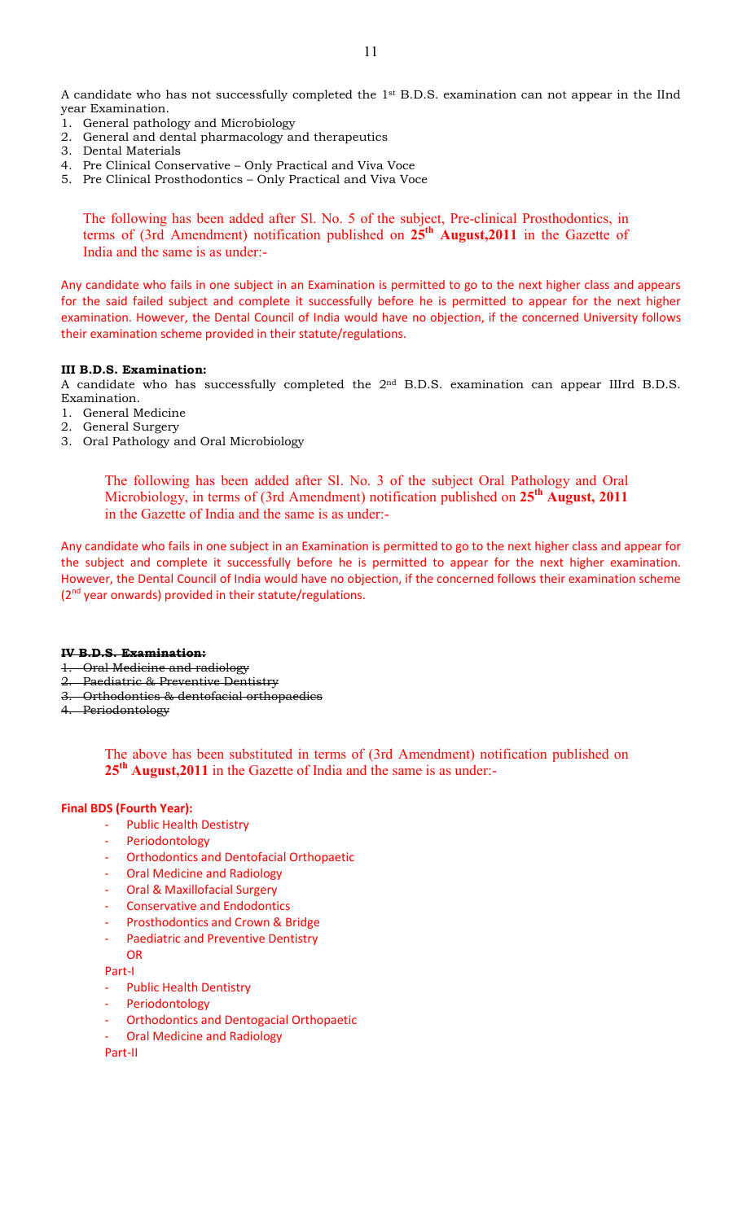A candidate who has not successfully completed the 1st B.D.S. examination can not appear in the IInd year Examination.

1. General pathology and Microbiology
2. General and dental pharmacology and therapeutics
3. Dental Materials
4. Pre Clinical Conservative – Only Practical and Viva Voce
5. Pre Clinical Prosthodontics – Only Practical and Viva Voce

The following has been added after Sl. No. 5 of the subject, Pre-clinical Prosthodontics, in terms of (3rd Amendment) notification published on **25th August,2011** in the Gazette of India and the same is as under:-

Any candidate who fails in one subject in an Examination is permitted to go to the next higher class and appears for the said failed subject and complete it successfully before he is permitted to appear for the next higher examination. However, the Dental Council of India would have no objection, if the concerned University follows their examination scheme provided in their statute/regulations.

**III B.D.S. Examination:**

A candidate who has successfully completed the 2nd B.D.S. examination can appear IIIrd B.D.S. Examination.

1. General Medicine
2. General Surgery
3. Oral Pathology and Oral Microbiology

The following has been added after Sl. No. 3 of the subject Oral Pathology and Oral Microbiology, in terms of (3rd Amendment) notification published on **25th August, 2011** in the Gazette of India and the same is as under:-

Any candidate who fails in one subject in an Examination is permitted to go to the next higher class and appear for the subject and complete it successfully before he is permitted to appear for the next higher examination. However, the Dental Council of India would have no objection, if the concerned follows their examination scheme (2nd year onwards) provided in their statute/regulations.

~~**IV B.D.S. Examination:**~~

1. ~~Oral Medicine and radiology~~
2. ~~Paediatric & Preventive Dentistry~~
3. ~~Orthodontics & dentofacial orthopaedics~~
4. ~~Periodontology~~

The above has been substituted in terms of (3rd Amendment) notification published on **25th August,2011** in the Gazette of India and the same is as under:-

**Final BDS (Fourth Year):**

- Public Health Destistry
- Periodontology
- Orthodontics and Dentofacial Orthopaetic
- Oral Medicine and Radiology
- Oral & Maxillofacial Surgery
- Conservative and Endodontics
- Prosthodontics and Crown & Bridge
- Paediatric and Preventive Dentistry

OR

Part-I

- Public Health Dentistry
- Periodontology
- Orthodontics and Dentogacial Orthopaetic
- Oral Medicine and Radiology

Part-II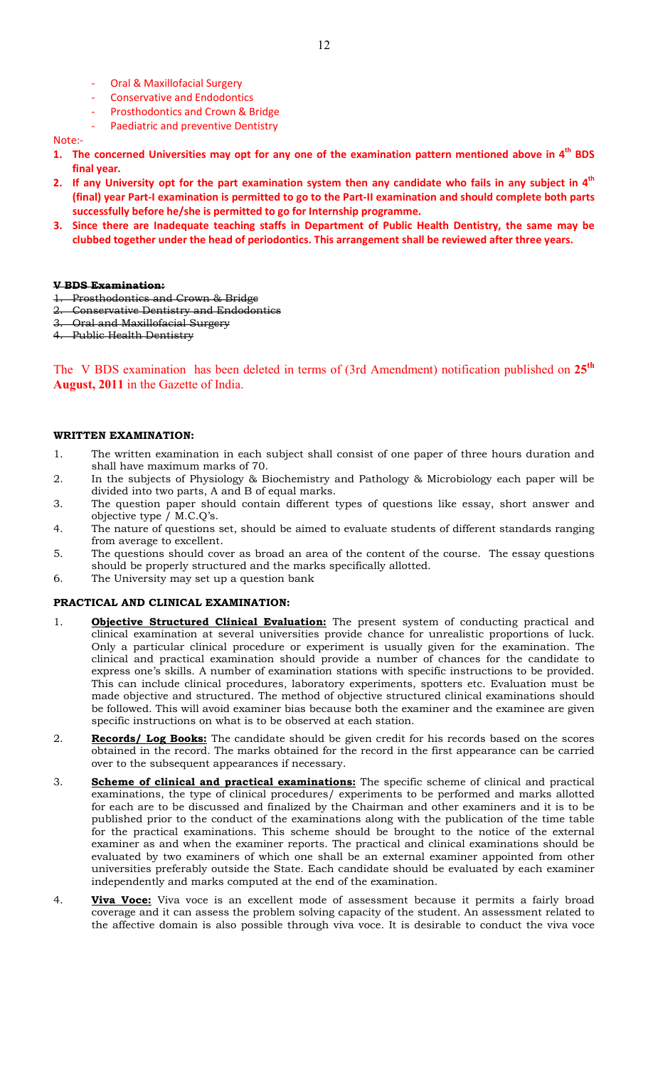- Oral & Maxillofacial Surgery
- Conservative and Endodontics
- Prosthodontics and Crown & Bridge
- Paediatric and preventive Dentistry

Note:-

1. **The concerned Universities may opt for any one of the examination pattern mentioned above in 4th BDS final year.**
2. **If any University opt for the part examination system then any candidate who fails in any subject in 4th (final) year Part-I examination is permitted to go to the Part-II examination and should complete both parts successfully before he/she is permitted to go for Internship programme.**
3. **Since there are Inadequate teaching staffs in Department of Public Health Dentistry, the same may be clubbed together under the head of periodontics. This arrangement shall be reviewed after three years.**

~~**V BDS Examination:**~~

1. ~~Prosthodontics and Crown & Bridge~~
2. ~~Conservative Dentistry and Endodontics~~
3. ~~Oral and Maxillofacial Surgery~~
4. ~~Public Health Dentistry~~

The V BDS examination has been deleted in terms of (3rd Amendment) notification published on **25th August, 2011** in the Gazette of India.

**WRITTEN EXAMINATION:**

1. The written examination in each subject shall consist of one paper of three hours duration and shall have maximum marks of 70.
2. In the subjects of Physiology & Biochemistry and Pathology & Microbiology each paper will be divided into two parts, A and B of equal marks.
3. The question paper should contain different types of questions like essay, short answer and objective type / M.C.Q's.
4. The nature of questions set, should be aimed to evaluate students of different standards ranging from average to excellent.
5. The questions should cover as broad an area of the content of the course. The essay questions should be properly structured and the marks specifically allotted.
6. The University may set up a question bank

**PRACTICAL AND CLINICAL EXAMINATION:**

1. **Objective Structured Clinical Evaluation:** The present system of conducting practical and clinical examination at several universities provide chance for unrealistic proportions of luck. Only a particular clinical procedure or experiment is usually given for the examination. The clinical and practical examination should provide a number of chances for the candidate to express one's skills. A number of examination stations with specific instructions to be provided. This can include clinical procedures, laboratory experiments, spotters etc. Evaluation must be made objective and structured. The method of objective structured clinical examinations should be followed. This will avoid examiner bias because both the examiner and the examinee are given specific instructions on what is to be observed at each station.
2. **Records/ Log Books:** The candidate should be given credit for his records based on the scores obtained in the record. The marks obtained for the record in the first appearance can be carried over to the subsequent appearances if necessary.
3. **Scheme of clinical and practical examinations:** The specific scheme of clinical and practical examinations, the type of clinical procedures/ experiments to be performed and marks allotted for each are to be discussed and finalized by the Chairman and other examiners and it is to be published prior to the conduct of the examinations along with the publication of the time table for the practical examinations. This scheme should be brought to the notice of the external examiner as and when the examiner reports. The practical and clinical examinations should be evaluated by two examiners of which one shall be an external examiner appointed from other universities preferably outside the State. Each candidate should be evaluated by each examiner independently and marks computed at the end of the examination.
4. **Viva Voce:** Viva voce is an excellent mode of assessment because it permits a fairly broad coverage and it can assess the problem solving capacity of the student. An assessment related to the affective domain is also possible through viva voce. It is desirable to conduct the viva voce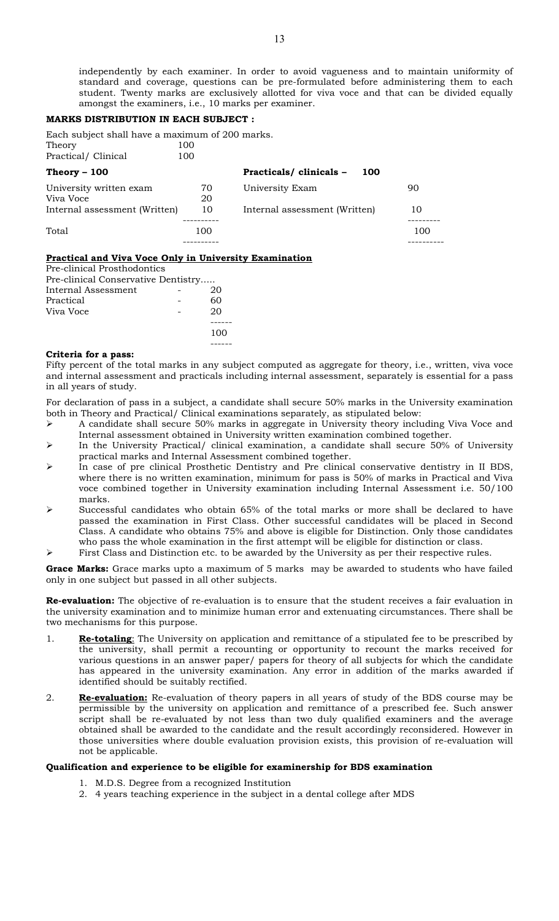independently by each examiner. In order to avoid vagueness and to maintain uniformity of standard and coverage, questions can be pre-formulated before administering them to each student. Twenty marks are exclusively allotted for viva voce and that can be divided equally amongst the examiners, i.e., 10 marks per examiner.

**MARKS DISTRIBUTION IN EACH SUBJECT :**

Each subject shall have a maximum of 200 marks.

| | |
|---|---|
| Theory | 100 |
| Practical/ Clinical | 100 |

| **Theory – 100** | | **Practicals/ clinicals – 100** | |
|---|---|---|---|
| University written exam | 70 | University Exam | 90 |
| Viva Voce | 20 | | |
| Internal assessment (Written) | 10 | Internal assessment (Written) | 10 |
| Total | 100 | | 100 |

**Practical and Viva Voce Only in University Examination**

Pre-clinical Prosthodontics
Pre-clinical Conservative Dentistry.....

| | | |
|---|---|---|
| Internal Assessment | - | 20 |
| Practical | - | 60 |
| Viva Voce | - | 20 |
| | | 100 |

**Criteria for a pass:**

Fifty percent of the total marks in any subject computed as aggregate for theory, i.e., written, viva voce and internal assessment and practicals including internal assessment, separately is essential for a pass in all years of study.

For declaration of pass in a subject, a candidate shall secure 50% marks in the University examination both in Theory and Practical/ Clinical examinations separately, as stipulated below:

- A candidate shall secure 50% marks in aggregate in University theory including Viva Voce and Internal assessment obtained in University written examination combined together.
- In the University Practical/ clinical examination, a candidate shall secure 50% of University practical marks and Internal Assessment combined together.
- In case of pre clinical Prosthetic Dentistry and Pre clinical conservative dentistry in II BDS, where there is no written examination, minimum for pass is 50% of marks in Practical and Viva voce combined together in University examination including Internal Assessment i.e. 50/100 marks.
- Successful candidates who obtain 65% of the total marks or more shall be declared to have passed the examination in First Class. Other successful candidates will be placed in Second Class. A candidate who obtains 75% and above is eligible for Distinction. Only those candidates who pass the whole examination in the first attempt will be eligible for distinction or class.
- First Class and Distinction etc. to be awarded by the University as per their respective rules.

**Grace Marks:** Grace marks upto a maximum of 5 marks may be awarded to students who have failed only in one subject but passed in all other subjects.

**Re-evaluation:** The objective of re-evaluation is to ensure that the student receives a fair evaluation in the university examination and to minimize human error and extenuating circumstances. There shall be two mechanisms for this purpose.

1. **Re-totaling**: The University on application and remittance of a stipulated fee to be prescribed by the university, shall permit a recounting or opportunity to recount the marks received for various questions in an answer paper/ papers for theory of all subjects for which the candidate has appeared in the university examination. Any error in addition of the marks awarded if identified should be suitably rectified.
2. **Re-evaluation:** Re-evaluation of theory papers in all years of study of the BDS course may be permissible by the university on application and remittance of a prescribed fee. Such answer script shall be re-evaluated by not less than two duly qualified examiners and the average obtained shall be awarded to the candidate and the result accordingly reconsidered. However in those universities where double evaluation provision exists, this provision of re-evaluation will not be applicable.

**Qualification and experience to be eligible for examinership for BDS examination**

1. M.D.S. Degree from a recognized Institution
2. 4 years teaching experience in the subject in a dental college after MDS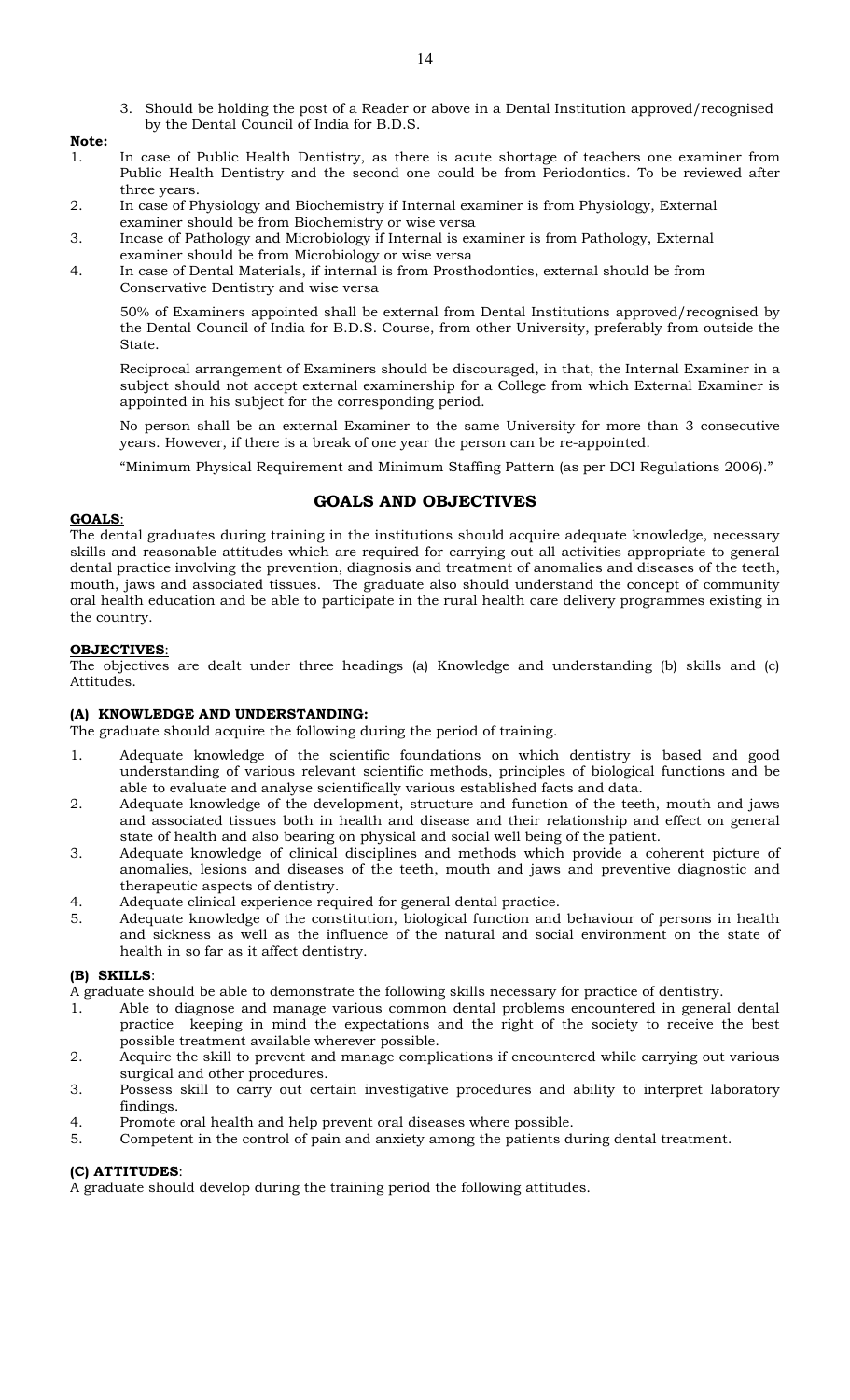3. Should be holding the post of a Reader or above in a Dental Institution approved/recognised by the Dental Council of India for B.D.S.

**Note:**

1. In case of Public Health Dentistry, as there is acute shortage of teachers one examiner from Public Health Dentistry and the second one could be from Periodontics. To be reviewed after three years.
2. In case of Physiology and Biochemistry if Internal examiner is from Physiology, External examiner should be from Biochemistry or wise versa
3. Incase of Pathology and Microbiology if Internal is examiner is from Pathology, External examiner should be from Microbiology or wise versa
4. In case of Dental Materials, if internal is from Prosthodontics, external should be from Conservative Dentistry and wise versa

50% of Examiners appointed shall be external from Dental Institutions approved/recognised by the Dental Council of India for B.D.S. Course, from other University, preferably from outside the State.

Reciprocal arrangement of Examiners should be discouraged, in that, the Internal Examiner in a subject should not accept external examinership for a College from which External Examiner is appointed in his subject for the corresponding period.

No person shall be an external Examiner to the same University for more than 3 consecutive years. However, if there is a break of one year the person can be re-appointed.

"Minimum Physical Requirement and Minimum Staffing Pattern (as per DCI Regulations 2006)."

## GOALS AND OBJECTIVES

**GOALS**:

The dental graduates during training in the institutions should acquire adequate knowledge, necessary skills and reasonable attitudes which are required for carrying out all activities appropriate to general dental practice involving the prevention, diagnosis and treatment of anomalies and diseases of the teeth, mouth, jaws and associated tissues. The graduate also should understand the concept of community oral health education and be able to participate in the rural health care delivery programmes existing in the country.

**OBJECTIVES**:

The objectives are dealt under three headings (a) Knowledge and understanding (b) skills and (c) Attitudes.

### (A) KNOWLEDGE AND UNDERSTANDING:

The graduate should acquire the following during the period of training.

1. Adequate knowledge of the scientific foundations on which dentistry is based and good understanding of various relevant scientific methods, principles of biological functions and be able to evaluate and analyse scientifically various established facts and data.
2. Adequate knowledge of the development, structure and function of the teeth, mouth and jaws and associated tissues both in health and disease and their relationship and effect on general state of health and also bearing on physical and social well being of the patient.
3. Adequate knowledge of clinical disciplines and methods which provide a coherent picture of anomalies, lesions and diseases of the teeth, mouth and jaws and preventive diagnostic and therapeutic aspects of dentistry.
4. Adequate clinical experience required for general dental practice.
5. Adequate knowledge of the constitution, biological function and behaviour of persons in health and sickness as well as the influence of the natural and social environment on the state of health in so far as it affect dentistry.

### (B) SKILLS:

A graduate should be able to demonstrate the following skills necessary for practice of dentistry.

1. Able to diagnose and manage various common dental problems encountered in general dental practice keeping in mind the expectations and the right of the society to receive the best possible treatment available wherever possible.
2. Acquire the skill to prevent and manage complications if encountered while carrying out various surgical and other procedures.
3. Possess skill to carry out certain investigative procedures and ability to interpret laboratory findings.
4. Promote oral health and help prevent oral diseases where possible.
5. Competent in the control of pain and anxiety among the patients during dental treatment.

### (C) ATTITUDES:

A graduate should develop during the training period the following attitudes.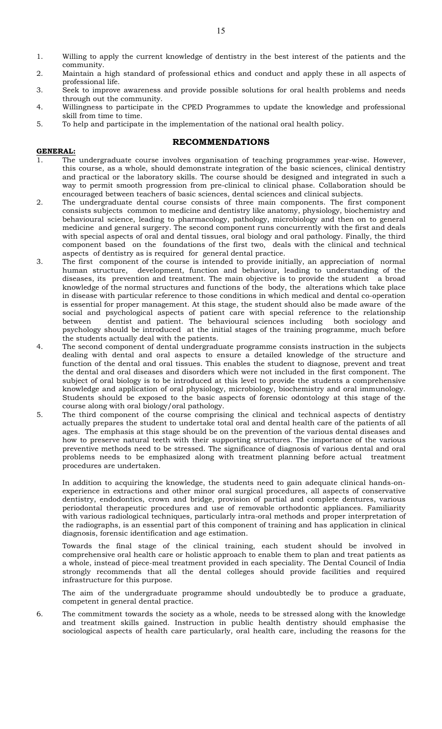1. Willing to apply the current knowledge of dentistry in the best interest of the patients and the community.
2. Maintain a high standard of professional ethics and conduct and apply these in all aspects of professional life.
3. Seek to improve awareness and provide possible solutions for oral health problems and needs through out the community.
4. Willingness to participate in the CPED Programmes to update the knowledge and professional skill from time to time.
5. To help and participate in the implementation of the national oral health policy.

## RECOMMENDATIONS

**GENERAL:**

1. The undergraduate course involves organisation of teaching programmes year-wise. However, this course, as a whole, should demonstrate integration of the basic sciences, clinical dentistry and practical or the laboratory skills. The course should be designed and integrated in such a way to permit smooth progression from pre-clinical to clinical phase. Collaboration should be encouraged between teachers of basic sciences, dental sciences and clinical subjects.
2. The undergraduate dental course consists of three main components. The first component consists subjects common to medicine and dentistry like anatomy, physiology, biochemistry and behavioural science, leading to pharmacology, pathology, microbiology and then on to general medicine and general surgery. The second component runs concurrently with the first and deals with special aspects of oral and dental tissues, oral biology and oral pathology. Finally, the third component based on the foundations of the first two, deals with the clinical and technical aspects of dentistry as is required for general dental practice.
3. The first component of the course is intended to provide initially, an appreciation of normal human structure, development, function and behaviour, leading to understanding of the diseases, its prevention and treatment. The main objective is to provide the student a broad knowledge of the normal structures and functions of the body, the alterations which take place in disease with particular reference to those conditions in which medical and dental co-operation is essential for proper management. At this stage, the student should also be made aware of the social and psychological aspects of patient care with special reference to the relationship between dentist and patient. The behavioural sciences including both sociology and psychology should be introduced at the initial stages of the training programme, much before the students actually deal with the patients.
4. The second component of dental undergraduate programme consists instruction in the subjects dealing with dental and oral aspects to ensure a detailed knowledge of the structure and function of the dental and oral tissues. This enables the student to diagnose, prevent and treat the dental and oral diseases and disorders which were not included in the first component. The subject of oral biology is to be introduced at this level to provide the students a comprehensive knowledge and application of oral physiology, microbiology, biochemistry and oral immunology. Students should be exposed to the basic aspects of forensic odontology at this stage of the course along with oral biology/oral pathology.
5. The third component of the course comprising the clinical and technical aspects of dentistry actually prepares the student to undertake total oral and dental health care of the patients of all ages. The emphasis at this stage should be on the prevention of the various dental diseases and how to preserve natural teeth with their supporting structures. The importance of the various preventive methods need to be stressed. The significance of diagnosis of various dental and oral problems needs to be emphasized along with treatment planning before actual treatment procedures are undertaken.

   In addition to acquiring the knowledge, the students need to gain adequate clinical hands-on-experience in extractions and other minor oral surgical procedures, all aspects of conservative dentistry, endodontics, crown and bridge, provision of partial and complete dentures, various periodontal therapeutic procedures and use of removable orthodontic appliances. Familiarity with various radiological techniques, particularly intra-oral methods and proper interpretation of the radiographs, is an essential part of this component of training and has application in clinical diagnosis, forensic identification and age estimation.

   Towards the final stage of the clinical training, each student should be involved in comprehensive oral health care or holistic approach to enable them to plan and treat patients as a whole, instead of piece-meal treatment provided in each speciality. The Dental Council of India strongly recommends that all the dental colleges should provide facilities and required infrastructure for this purpose.

   The aim of the undergraduate programme should undoubtedly be to produce a graduate, competent in general dental practice.

6. The commitment towards the society as a whole, needs to be stressed along with the knowledge and treatment skills gained. Instruction in public health dentistry should emphasise the sociological aspects of health care particularly, oral health care, including the reasons for the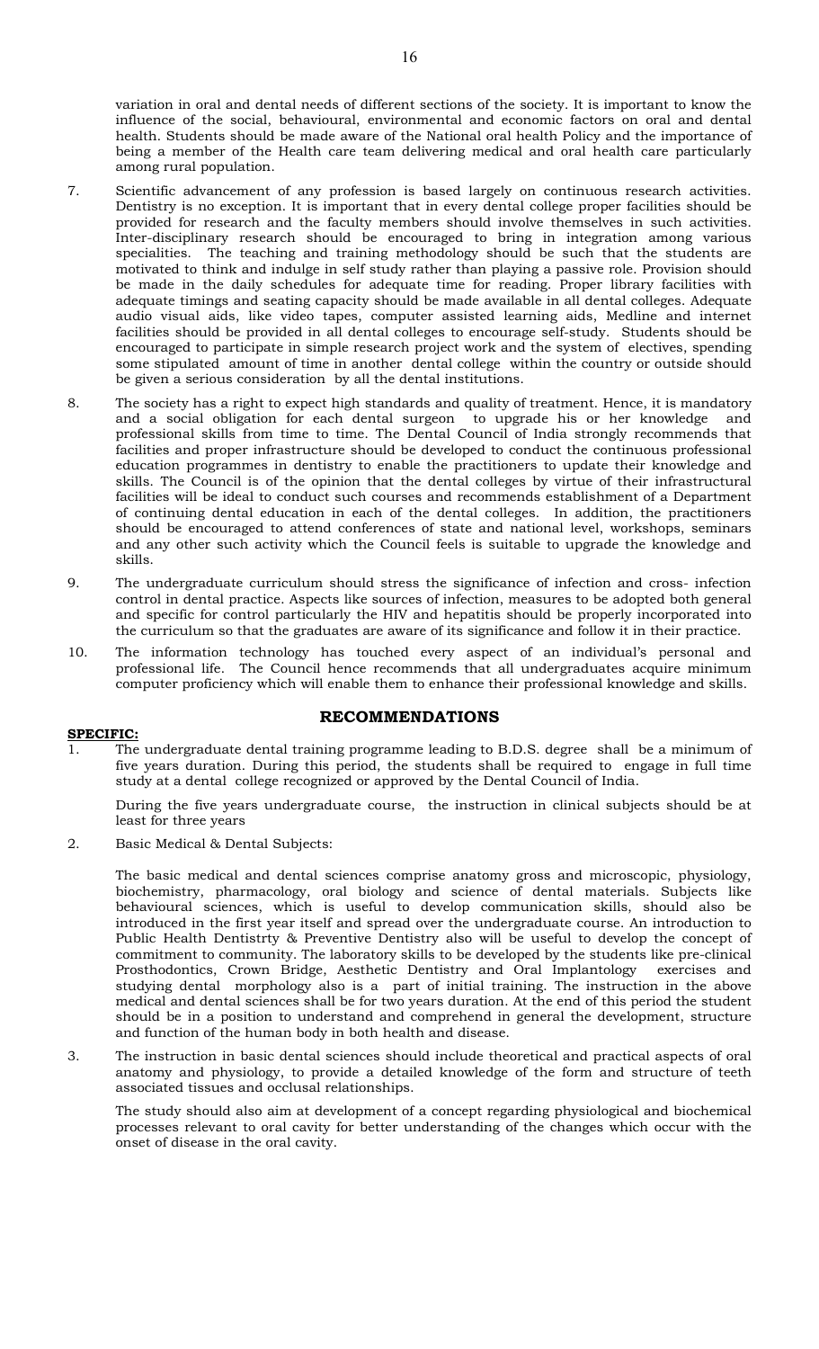variation in oral and dental needs of different sections of the society. It is important to know the influence of the social, behavioural, environmental and economic factors on oral and dental health. Students should be made aware of the National oral health Policy and the importance of being a member of the Health care team delivering medical and oral health care particularly among rural population.

7. Scientific advancement of any profession is based largely on continuous research activities. Dentistry is no exception. It is important that in every dental college proper facilities should be provided for research and the faculty members should involve themselves in such activities. Inter-disciplinary research should be encouraged to bring in integration among various specialities. The teaching and training methodology should be such that the students are motivated to think and indulge in self study rather than playing a passive role. Provision should be made in the daily schedules for adequate time for reading. Proper library facilities with adequate timings and seating capacity should be made available in all dental colleges. Adequate audio visual aids, like video tapes, computer assisted learning aids, Medline and internet facilities should be provided in all dental colleges to encourage self-study. Students should be encouraged to participate in simple research project work and the system of electives, spending some stipulated amount of time in another dental college within the country or outside should be given a serious consideration by all the dental institutions.

8. The society has a right to expect high standards and quality of treatment. Hence, it is mandatory and a social obligation for each dental surgeon to upgrade his or her knowledge and professional skills from time to time. The Dental Council of India strongly recommends that facilities and proper infrastructure should be developed to conduct the continuous professional education programmes in dentistry to enable the practitioners to update their knowledge and skills. The Council is of the opinion that the dental colleges by virtue of their infrastructural facilities will be ideal to conduct such courses and recommends establishment of a Department of continuing dental education in each of the dental colleges. In addition, the practitioners should be encouraged to attend conferences of state and national level, workshops, seminars and any other such activity which the Council feels is suitable to upgrade the knowledge and skills.

9. The undergraduate curriculum should stress the significance of infection and cross- infection control in dental practice. Aspects like sources of infection, measures to be adopted both general and specific for control particularly the HIV and hepatitis should be properly incorporated into the curriculum so that the graduates are aware of its significance and follow it in their practice.

10. The information technology has touched every aspect of an individual's personal and professional life. The Council hence recommends that all undergraduates acquire minimum computer proficiency which will enable them to enhance their professional knowledge and skills.

## RECOMMENDATIONS

**SPECIFIC:**

1. The undergraduate dental training programme leading to B.D.S. degree shall be a minimum of five years duration. During this period, the students shall be required to engage in full time study at a dental college recognized or approved by the Dental Council of India.

   During the five years undergraduate course, the instruction in clinical subjects should be at least for three years

2. Basic Medical & Dental Subjects:

   The basic medical and dental sciences comprise anatomy gross and microscopic, physiology, biochemistry, pharmacology, oral biology and science of dental materials. Subjects like behavioural sciences, which is useful to develop communication skills, should also be introduced in the first year itself and spread over the undergraduate course. An introduction to Public Health Dentistrty & Preventive Dentistry also will be useful to develop the concept of commitment to community. The laboratory skills to be developed by the students like pre-clinical Prosthodontics, Crown Bridge, Aesthetic Dentistry and Oral Implantology exercises and studying dental morphology also is a part of initial training. The instruction in the above medical and dental sciences shall be for two years duration. At the end of this period the student should be in a position to understand and comprehend in general the development, structure and function of the human body in both health and disease.

3. The instruction in basic dental sciences should include theoretical and practical aspects of oral anatomy and physiology, to provide a detailed knowledge of the form and structure of teeth associated tissues and occlusal relationships.

   The study should also aim at development of a concept regarding physiological and biochemical processes relevant to oral cavity for better understanding of the changes which occur with the onset of disease in the oral cavity.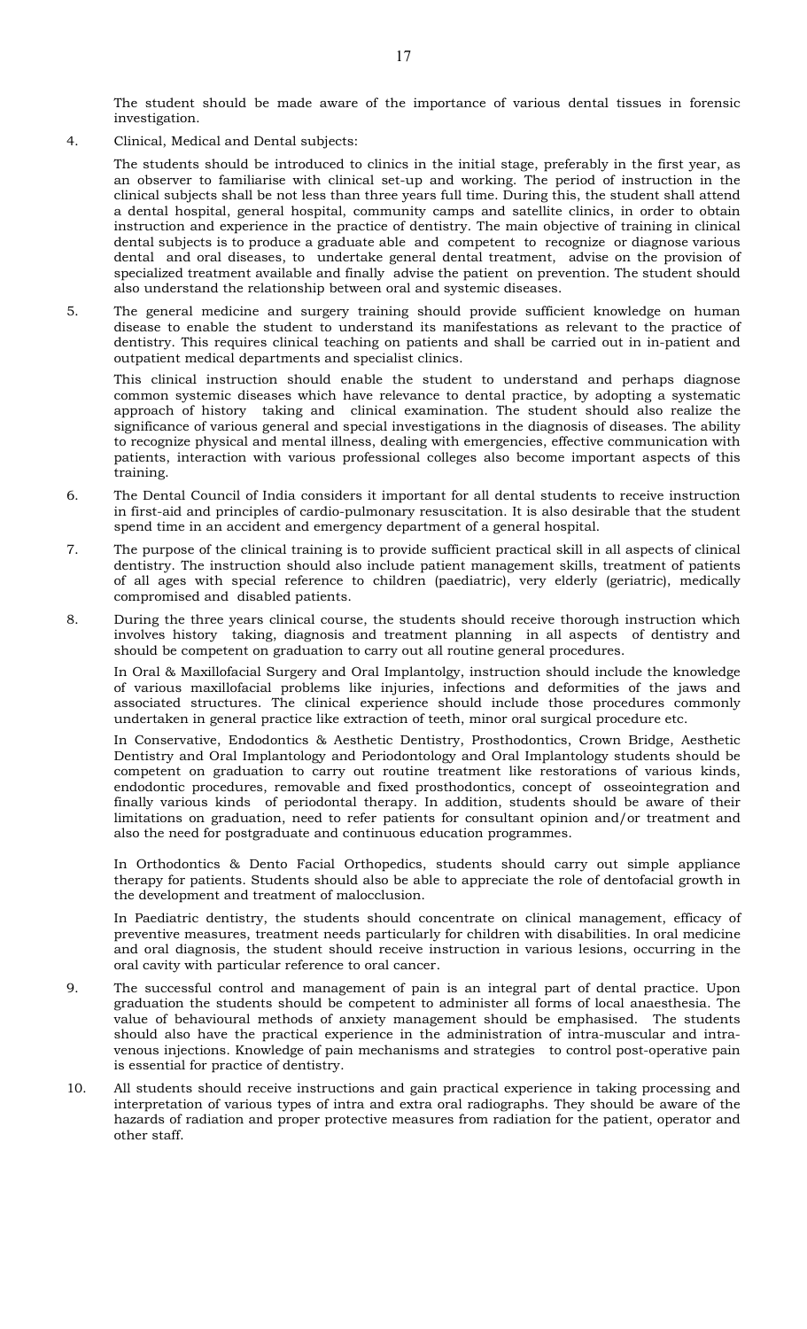The student should be made aware of the importance of various dental tissues in forensic investigation.

4. Clinical, Medical and Dental subjects:

   The students should be introduced to clinics in the initial stage, preferably in the first year, as an observer to familiarise with clinical set-up and working. The period of instruction in the clinical subjects shall be not less than three years full time. During this, the student shall attend a dental hospital, general hospital, community camps and satellite clinics, in order to obtain instruction and experience in the practice of dentistry. The main objective of training in clinical dental subjects is to produce a graduate able and competent to recognize or diagnose various dental and oral diseases, to undertake general dental treatment, advise on the provision of specialized treatment available and finally advise the patient on prevention. The student should also understand the relationship between oral and systemic diseases.

5. The general medicine and surgery training should provide sufficient knowledge on human disease to enable the student to understand its manifestations as relevant to the practice of dentistry. This requires clinical teaching on patients and shall be carried out in in-patient and outpatient medical departments and specialist clinics.

   This clinical instruction should enable the student to understand and perhaps diagnose common systemic diseases which have relevance to dental practice, by adopting a systematic approach of history taking and clinical examination. The student should also realize the significance of various general and special investigations in the diagnosis of diseases. The ability to recognize physical and mental illness, dealing with emergencies, effective communication with patients, interaction with various professional colleges also become important aspects of this training.

6. The Dental Council of India considers it important for all dental students to receive instruction in first-aid and principles of cardio-pulmonary resuscitation. It is also desirable that the student spend time in an accident and emergency department of a general hospital.

7. The purpose of the clinical training is to provide sufficient practical skill in all aspects of clinical dentistry. The instruction should also include patient management skills, treatment of patients of all ages with special reference to children (paediatric), very elderly (geriatric), medically compromised and disabled patients.

8. During the three years clinical course, the students should receive thorough instruction which involves history taking, diagnosis and treatment planning in all aspects of dentistry and should be competent on graduation to carry out all routine general procedures.

   In Oral & Maxillofacial Surgery and Oral Implantolgy, instruction should include the knowledge of various maxillofacial problems like injuries, infections and deformities of the jaws and associated structures. The clinical experience should include those procedures commonly undertaken in general practice like extraction of teeth, minor oral surgical procedure etc.

   In Conservative, Endodontics & Aesthetic Dentistry, Prosthodontics, Crown Bridge, Aesthetic Dentistry and Oral Implantology and Periodontology and Oral Implantology students should be competent on graduation to carry out routine treatment like restorations of various kinds, endodontic procedures, removable and fixed prosthodontics, concept of osseointegration and finally various kinds of periodontal therapy. In addition, students should be aware of their limitations on graduation, need to refer patients for consultant opinion and/or treatment and also the need for postgraduate and continuous education programmes.

   In Orthodontics & Dento Facial Orthopedics, students should carry out simple appliance therapy for patients. Students should also be able to appreciate the role of dentofacial growth in the development and treatment of malocclusion.

   In Paediatric dentistry, the students should concentrate on clinical management, efficacy of preventive measures, treatment needs particularly for children with disabilities. In oral medicine and oral diagnosis, the student should receive instruction in various lesions, occurring in the oral cavity with particular reference to oral cancer.

9. The successful control and management of pain is an integral part of dental practice. Upon graduation the students should be competent to administer all forms of local anaesthesia. The value of behavioural methods of anxiety management should be emphasised. The students should also have the practical experience in the administration of intra-muscular and intra-venous injections. Knowledge of pain mechanisms and strategies to control post-operative pain is essential for practice of dentistry.

10. All students should receive instructions and gain practical experience in taking processing and interpretation of various types of intra and extra oral radiographs. They should be aware of the hazards of radiation and proper protective measures from radiation for the patient, operator and other staff.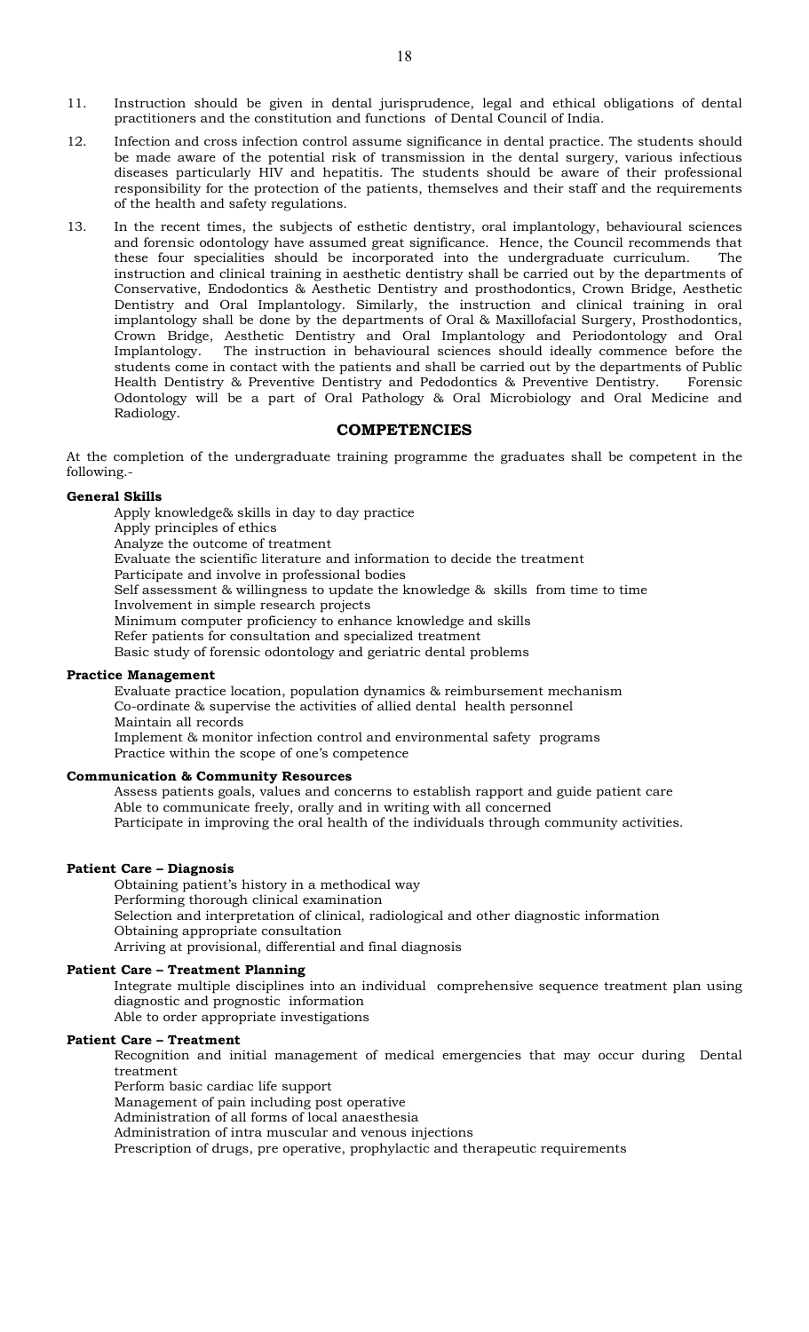11. Instruction should be given in dental jurisprudence, legal and ethical obligations of dental practitioners and the constitution and functions of Dental Council of India.

12. Infection and cross infection control assume significance in dental practice. The students should be made aware of the potential risk of transmission in the dental surgery, various infectious diseases particularly HIV and hepatitis. The students should be aware of their professional responsibility for the protection of the patients, themselves and their staff and the requirements of the health and safety regulations.

13. In the recent times, the subjects of esthetic dentistry, oral implantology, behavioural sciences and forensic odontology have assumed great significance. Hence, the Council recommends that these four specialities should be incorporated into the undergraduate curriculum. The instruction and clinical training in aesthetic dentistry shall be carried out by the departments of Conservative, Endodontics & Aesthetic Dentistry and prosthodontics, Crown Bridge, Aesthetic Dentistry and Oral Implantology. Similarly, the instruction and clinical training in oral implantology shall be done by the departments of Oral & Maxillofacial Surgery, Prosthodontics, Crown Bridge, Aesthetic Dentistry and Oral Implantology and Periodontology and Oral Implantology. The instruction in behavioural sciences should ideally commence before the students come in contact with the patients and shall be carried out by the departments of Public Health Dentistry & Preventive Dentistry and Pedodontics & Preventive Dentistry. Forensic Odontology will be a part of Oral Pathology & Oral Microbiology and Oral Medicine and Radiology.

## COMPETENCIES

At the completion of the undergraduate training programme the graduates shall be competent in the following.-

**General Skills**

- Apply knowledge& skills in day to day practice
- Apply principles of ethics
- Analyze the outcome of treatment
- Evaluate the scientific literature and information to decide the treatment
- Participate and involve in professional bodies
- Self assessment & willingness to update the knowledge & skills from time to time
- Involvement in simple research projects
- Minimum computer proficiency to enhance knowledge and skills
- Refer patients for consultation and specialized treatment
- Basic study of forensic odontology and geriatric dental problems

**Practice Management**

- Evaluate practice location, population dynamics & reimbursement mechanism
- Co-ordinate & supervise the activities of allied dental health personnel
- Maintain all records
- Implement & monitor infection control and environmental safety programs
- Practice within the scope of one's competence

**Communication & Community Resources**

- Assess patients goals, values and concerns to establish rapport and guide patient care
- Able to communicate freely, orally and in writing with all concerned
- Participate in improving the oral health of the individuals through community activities.

**Patient Care – Diagnosis**

- Obtaining patient's history in a methodical way
- Performing thorough clinical examination
- Selection and interpretation of clinical, radiological and other diagnostic information
- Obtaining appropriate consultation
- Arriving at provisional, differential and final diagnosis

**Patient Care – Treatment Planning**

- Integrate multiple disciplines into an individual comprehensive sequence treatment plan using diagnostic and prognostic information
- Able to order appropriate investigations

**Patient Care – Treatment**

- Recognition and initial management of medical emergencies that may occur during Dental treatment
- Perform basic cardiac life support
- Management of pain including post operative
- Administration of all forms of local anaesthesia
- Administration of intra muscular and venous injections
- Prescription of drugs, pre operative, prophylactic and therapeutic requirements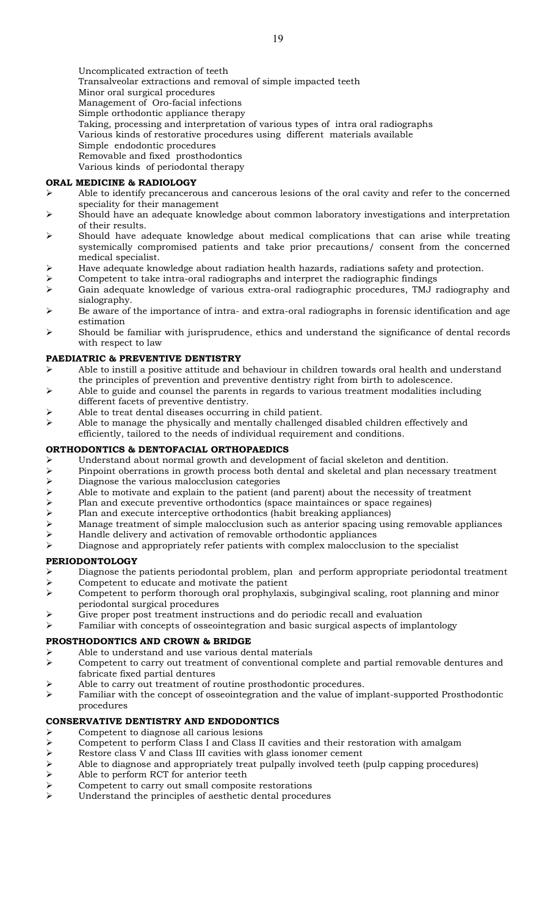Uncomplicated extraction of teeth
Transalveolar extractions and removal of simple impacted teeth
Minor oral surgical procedures
Management of Oro-facial infections
Simple orthodontic appliance therapy
Taking, processing and interpretation of various types of intra oral radiographs
Various kinds of restorative procedures using different materials available
Simple endodontic procedures
Removable and fixed prosthodontics
Various kinds of periodontal therapy

**ORAL MEDICINE & RADIOLOGY**

- Able to identify precancerous and cancerous lesions of the oral cavity and refer to the concerned speciality for their management
- Should have an adequate knowledge about common laboratory investigations and interpretation of their results.
- Should have adequate knowledge about medical complications that can arise while treating systemically compromised patients and take prior precautions/ consent from the concerned medical specialist.
- Have adequate knowledge about radiation health hazards, radiations safety and protection.
- Competent to take intra-oral radiographs and interpret the radiographic findings
- Gain adequate knowledge of various extra-oral radiographic procedures, TMJ radiography and sialography.
- Be aware of the importance of intra- and extra-oral radiographs in forensic identification and age estimation
- Should be familiar with jurisprudence, ethics and understand the significance of dental records with respect to law

**PAEDIATRIC & PREVENTIVE DENTISTRY**

- Able to instill a positive attitude and behaviour in children towards oral health and understand the principles of prevention and preventive dentistry right from birth to adolescence.
- Able to guide and counsel the parents in regards to various treatment modalities including different facets of preventive dentistry.
- Able to treat dental diseases occurring in child patient.
- Able to manage the physically and mentally challenged disabled children effectively and efficiently, tailored to the needs of individual requirement and conditions.

**ORTHODONTICS & DENTOFACIAL ORTHOPAEDICS**

- Understand about normal growth and development of facial skeleton and dentition.
- Pinpoint oberrations in growth process both dental and skeletal and plan necessary treatment
- Diagnose the various malocclusion categories
- Able to motivate and explain to the patient (and parent) about the necessity of treatment
- Plan and execute preventive orthodontics (space maintainces or space regaines)
- Plan and execute interceptive orthodontics (habit breaking appliances)
- Manage treatment of simple malocclusion such as anterior spacing using removable appliances
- Handle delivery and activation of removable orthodontic appliances
- Diagnose and appropriately refer patients with complex malocclusion to the specialist

**PERIODONTOLOGY**

- Diagnose the patients periodontal problem, plan and perform appropriate periodontal treatment
- Competent to educate and motivate the patient
- Competent to perform thorough oral prophylaxis, subgingival scaling, root planning and minor periodontal surgical procedures
- Give proper post treatment instructions and do periodic recall and evaluation
- Familiar with concepts of osseointegration and basic surgical aspects of implantology

**PROSTHODONTICS AND CROWN & BRIDGE**

- Able to understand and use various dental materials
- Competent to carry out treatment of conventional complete and partial removable dentures and fabricate fixed partial dentures
- Able to carry out treatment of routine prosthodontic procedures.
- Familiar with the concept of osseointegration and the value of implant-supported Prosthodontic procedures

**CONSERVATIVE DENTISTRY AND ENDODONTICS**

- Competent to diagnose all carious lesions
- Competent to perform Class I and Class II cavities and their restoration with amalgam
- Restore class V and Class III cavities with glass ionomer cement
- Able to diagnose and appropriately treat pulpally involved teeth (pulp capping procedures)
- Able to perform RCT for anterior teeth
- Competent to carry out small composite restorations
- Understand the principles of aesthetic dental procedures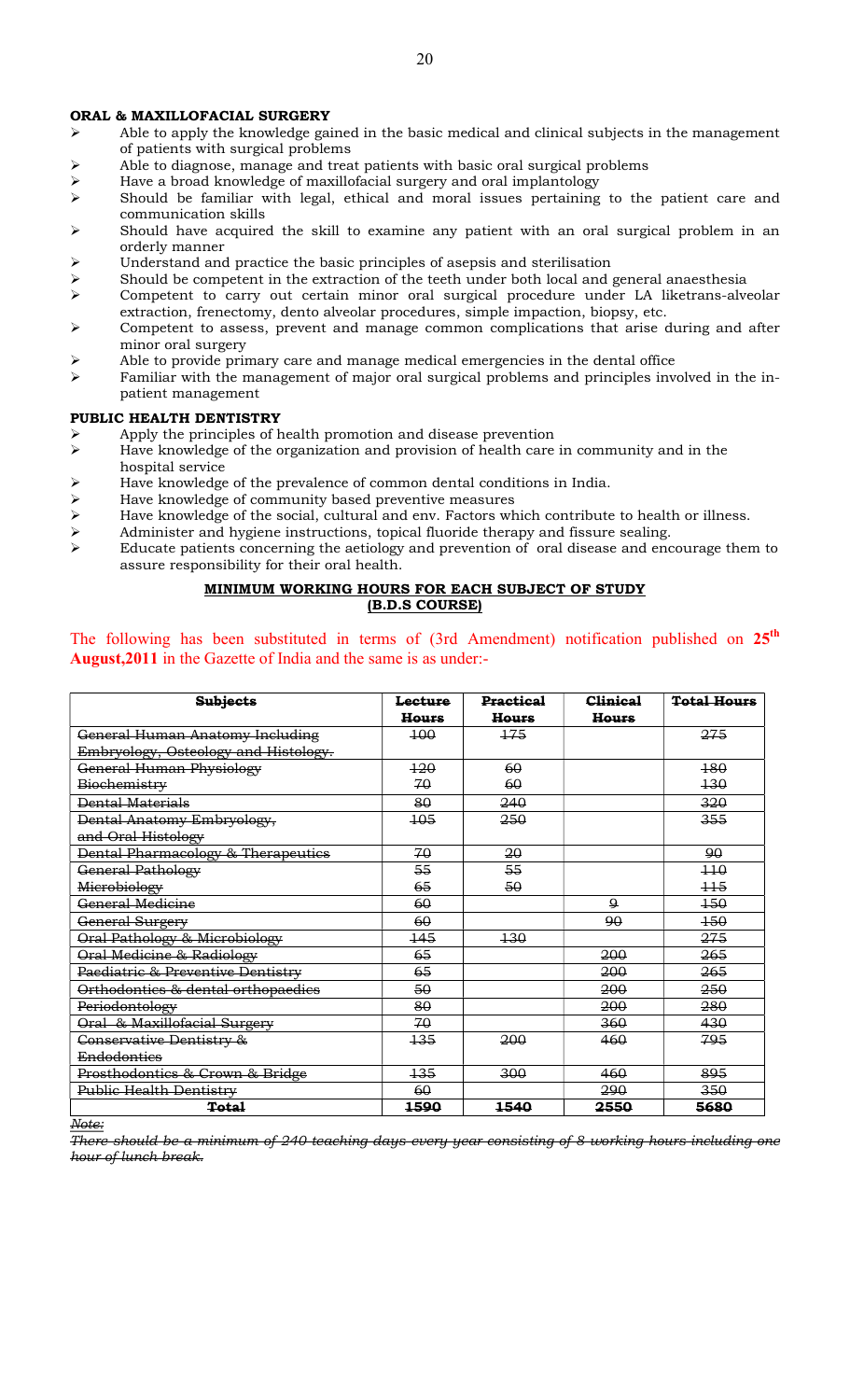**ORAL & MAXILLOFACIAL SURGERY**

- Able to apply the knowledge gained in the basic medical and clinical subjects in the management of patients with surgical problems
- Able to diagnose, manage and treat patients with basic oral surgical problems
- Have a broad knowledge of maxillofacial surgery and oral implantology
- Should be familiar with legal, ethical and moral issues pertaining to the patient care and communication skills
- Should have acquired the skill to examine any patient with an oral surgical problem in an orderly manner
- Understand and practice the basic principles of asepsis and sterilisation
- Should be competent in the extraction of the teeth under both local and general anaesthesia
- Competent to carry out certain minor oral surgical procedure under LA liketrans-alveolar extraction, frenectomy, dento alveolar procedures, simple impaction, biopsy, etc.
- Competent to assess, prevent and manage common complications that arise during and after minor oral surgery
- Able to provide primary care and manage medical emergencies in the dental office
- Familiar with the management of major oral surgical problems and principles involved in the in-patient management

**PUBLIC HEALTH DENTISTRY**

- Apply the principles of health promotion and disease prevention
- Have knowledge of the organization and provision of health care in community and in the hospital service
- Have knowledge of the prevalence of common dental conditions in India.
- Have knowledge of community based preventive measures
- Have knowledge of the social, cultural and env. Factors which contribute to health or illness.
- Administer and hygiene instructions, topical fluoride therapy and fissure sealing.
- Educate patients concerning the aetiology and prevention of oral disease and encourage them to assure responsibility for their oral health.

**MINIMUM WORKING HOURS FOR EACH SUBJECT OF STUDY**
**(B.D.S COURSE)**

The following has been substituted in terms of (3rd Amendment) notification published on **25th August,2011** in the Gazette of India and the same is as under:-

| ~~Subjects~~ | ~~Lecture Hours~~ | ~~Practical Hours~~ | ~~Clinical Hours~~ | ~~Total Hours~~ |
|---|---|---|---|---|
| ~~General Human Anatomy Including Embryology, Osteology and Histology.~~ | ~~100~~ | ~~175~~ | | ~~275~~ |
| ~~General Human Physiology~~ | ~~120~~ | ~~60~~ | | ~~180~~ |
| ~~Biochemistry~~ | ~~70~~ | ~~60~~ | | ~~130~~ |
| ~~Dental Materials~~ | ~~80~~ | ~~240~~ | | ~~320~~ |
| ~~Dental Anatomy Embryology, and Oral Histology~~ | ~~105~~ | ~~250~~ | | ~~355~~ |
| ~~Dental Pharmacology & Therapeutics~~ | ~~70~~ | ~~20~~ | | ~~90~~ |
| ~~General Pathology~~ | ~~55~~ | ~~55~~ | | ~~110~~ |
| ~~Microbiology~~ | ~~65~~ | ~~50~~ | | ~~115~~ |
| ~~General Medicine~~ | ~~60~~ | | ~~9~~ | ~~150~~ |
| ~~General Surgery~~ | ~~60~~ | | ~~90~~ | ~~150~~ |
| ~~Oral Pathology & Microbiology~~ | ~~145~~ | ~~130~~ | | ~~275~~ |
| ~~Oral Medicine & Radiology~~ | ~~65~~ | | ~~200~~ | ~~265~~ |
| ~~Paediatric & Preventive Dentistry~~ | ~~65~~ | | ~~200~~ | ~~265~~ |
| ~~Orthodontics & dental orthopaedics~~ | ~~50~~ | | ~~200~~ | ~~250~~ |
| ~~Periodontology~~ | ~~80~~ | | ~~200~~ | ~~280~~ |
| ~~Oral & Maxillofacial Surgery~~ | ~~70~~ | | ~~360~~ | ~~430~~ |
| ~~Conservative Dentistry & Endodontics~~ | ~~135~~ | ~~200~~ | ~~460~~ | ~~795~~ |
| ~~Prosthodontics & Crown & Bridge~~ | ~~135~~ | ~~300~~ | ~~460~~ | ~~895~~ |
| ~~Public Health Dentistry~~ | ~~60~~ | | ~~290~~ | ~~350~~ |
| ~~**Total**~~ | ~~**1590**~~ | ~~**1540**~~ | ~~**2550**~~ | ~~**5680**~~ |

~~*Note:*~~

~~*There should be a minimum of 240 teaching days every year consisting of 8 working hours including one hour of lunch break.*~~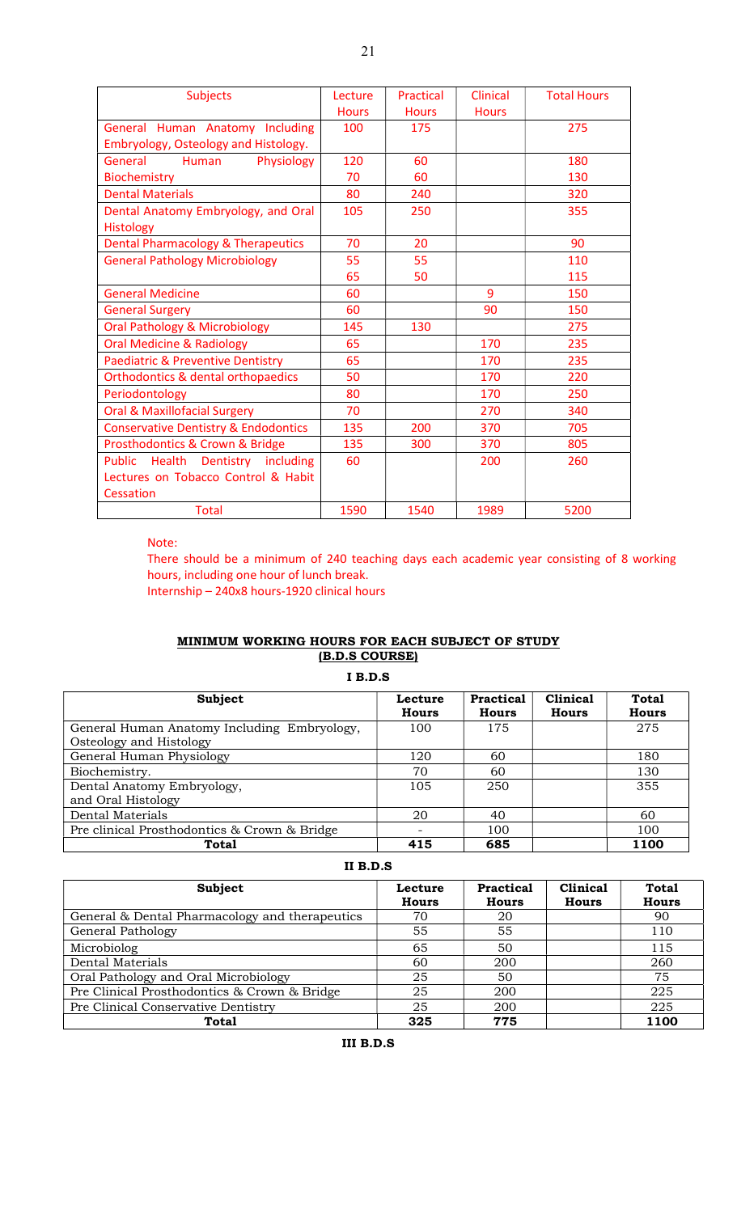| Subjects | Lecture Hours | Practical Hours | Clinical Hours | Total Hours |
|---|---|---|---|---|
| General Human Anatomy Including Embryology, Osteology and Histology. | 100 | 175 | | 275 |
| General Human Physiology | 120 | 60 | | 180 |
| Biochemistry | 70 | 60 | | 130 |
| Dental Materials | 80 | 240 | | 320 |
| Dental Anatomy Embryology, and Oral Histology | 105 | 250 | | 355 |
| Dental Pharmacology & Therapeutics | 70 | 20 | | 90 |
| General Pathology Microbiology | 55<br>65 | 55<br>50 | | 110<br>115 |
| General Medicine | 60 | | 9 | 150 |
| General Surgery | 60 | | 90 | 150 |
| Oral Pathology & Microbiology | 145 | 130 | | 275 |
| Oral Medicine & Radiology | 65 | | 170 | 235 |
| Paediatric & Preventive Dentistry | 65 | | 170 | 235 |
| Orthodontics & dental orthopaedics | 50 | | 170 | 220 |
| Periodontology | 80 | | 170 | 250 |
| Oral & Maxillofacial Surgery | 70 | | 270 | 340 |
| Conservative Dentistry & Endodontics | 135 | 200 | 370 | 705 |
| Prosthodontics & Crown & Bridge | 135 | 300 | 370 | 805 |
| Public Health Dentistry including Lectures on Tobacco Control & Habit Cessation | 60 | | 200 | 260 |
| Total | 1590 | 1540 | 1989 | 5200 |

Note:

There should be a minimum of 240 teaching days each academic year consisting of 8 working hours, including one hour of lunch break.

Internship – 240x8 hours-1920 clinical hours

## MINIMUM WORKING HOURS FOR EACH SUBJECT OF STUDY (B.D.S COURSE)

### I B.D.S

| Subject | Lecture Hours | Practical Hours | Clinical Hours | Total Hours |
|---|---|---|---|---|
| General Human Anatomy Including Embryology, Osteology and Histology | 100 | 175 | | 275 |
| General Human Physiology | 120 | 60 | | 180 |
| Biochemistry. | 70 | 60 | | 130 |
| Dental Anatomy Embryology, and Oral Histology | 105 | 250 | | 355 |
| Dental Materials | 20 | 40 | | 60 |
| Pre clinical Prosthodontics & Crown & Bridge | - | 100 | | 100 |
| **Total** | **415** | **685** | | **1100** |

### II B.D.S

| Subject | Lecture Hours | Practical Hours | Clinical Hours | Total Hours |
|---|---|---|---|---|
| General & Dental Pharmacology and therapeutics | 70 | 20 | | 90 |
| General Pathology | 55 | 55 | | 110 |
| Microbiolog | 65 | 50 | | 115 |
| Dental Materials | 60 | 200 | | 260 |
| Oral Pathology and Oral Microbiology | 25 | 50 | | 75 |
| Pre Clinical Prosthodontics & Crown & Bridge | 25 | 200 | | 225 |
| Pre Clinical Conservative Dentistry | 25 | 200 | | 225 |
| **Total** | **325** | **775** | | **1100** |

### III B.D.S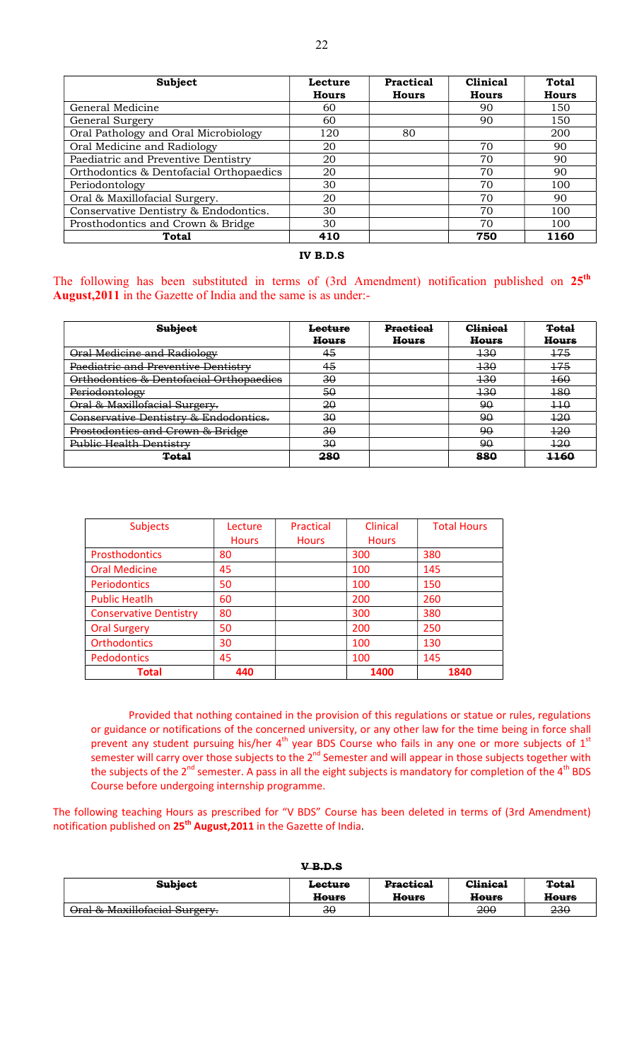| Subject | Lecture Hours | Practical Hours | Clinical Hours | Total Hours |
|---|---|---|---|---|
| General Medicine | 60 | | 90 | 150 |
| General Surgery | 60 | | 90 | 150 |
| Oral Pathology and Oral Microbiology | 120 | 80 | | 200 |
| Oral Medicine and Radiology | 20 | | 70 | 90 |
| Paediatric and Preventive Dentistry | 20 | | 70 | 90 |
| Orthodontics & Dentofacial Orthopaedics | 20 | | 70 | 90 |
| Periodontology | 30 | | 70 | 100 |
| Oral & Maxillofacial Surgery. | 20 | | 70 | 90 |
| Conservative Dentistry & Endodontics. | 30 | | 70 | 100 |
| Prosthodontics and Crown & Bridge | 30 | | 70 | 100 |
| **Total** | **410** | | **750** | **1160** |

**IV B.D.S**

The following has been substituted in terms of (3rd Amendment) notification published on **25th August,2011** in the Gazette of India and the same is as under:-

| ~~Subject~~ | ~~Lecture Hours~~ | ~~Practical Hours~~ | ~~Clinical Hours~~ | ~~Total Hours~~ |
|---|---|---|---|---|
| ~~Oral Medicine and Radiology~~ | ~~45~~ | | ~~130~~ | ~~175~~ |
| ~~Paediatric and Preventive Dentistry~~ | ~~45~~ | | ~~130~~ | ~~175~~ |
| ~~Orthodontics & Dentofacial Orthopaedics~~ | ~~30~~ | | ~~130~~ | ~~160~~ |
| ~~Periodontology~~ | ~~50~~ | | ~~130~~ | ~~180~~ |
| ~~Oral & Maxillofacial Surgery.~~ | ~~20~~ | | ~~90~~ | ~~110~~ |
| ~~Conservative Dentistry & Endodontics.~~ | ~~30~~ | | ~~90~~ | ~~120~~ |
| ~~Prostodontics and Crown & Bridge~~ | ~~30~~ | | ~~90~~ | ~~120~~ |
| ~~Public Health Dentistry~~ | ~~30~~ | | ~~90~~ | ~~120~~ |
| ~~**Total**~~ | ~~**280**~~ | | ~~**880**~~ | ~~**1160**~~ |

| Subjects | Lecture Hours | Practical Hours | Clinical Hours | Total Hours |
|---|---|---|---|---|
| Prosthodontics | 80 | | 300 | 380 |
| Oral Medicine | 45 | | 100 | 145 |
| Periodontics | 50 | | 100 | 150 |
| Public Heatlh | 60 | | 200 | 260 |
| Conservative Dentistry | 80 | | 300 | 380 |
| Oral Surgery | 50 | | 200 | 250 |
| Orthodontics | 30 | | 100 | 130 |
| Pedodontics | 45 | | 100 | 145 |
| **Total** | **440** | | **1400** | **1840** |

Provided that nothing contained in the provision of this regulations or statue or rules, regulations or guidance or notifications of the concerned university, or any other law for the time being in force shall prevent any student pursuing his/her 4th year BDS Course who fails in any one or more subjects of 1st semester will carry over those subjects to the 2nd Semester and will appear in those subjects together with the subjects of the 2nd semester. A pass in all the eight subjects is mandatory for completion of the 4th BDS Course before undergoing internship programme.

The following teaching Hours as prescribed for "V BDS" Course has been deleted in terms of (3rd Amendment) notification published on **25th August,2011** in the Gazette of India.

~~**V B.D.S**~~

| ~~Subject~~ | ~~Lecture Hours~~ | ~~Practical Hours~~ | ~~Clinical Hours~~ | ~~Total Hours~~ |
|---|---|---|---|---|
| ~~Oral & Maxillofacial Surgery.~~ | ~~30~~ | | ~~200~~ | ~~230~~ |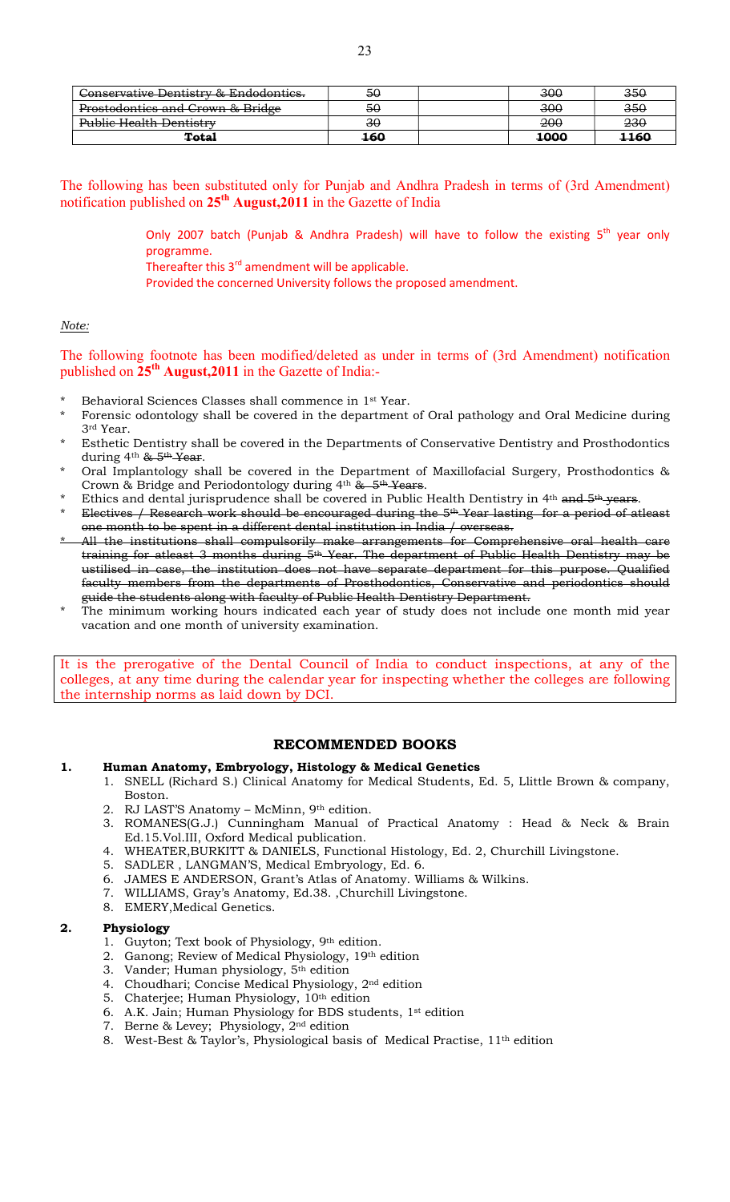| Conservative Dentistry & Endodontics. | 50 | | 300 | 350 |
|---|---|---|---|---|
| Prostodontics and Crown & Bridge | 50 | | 300 | 350 |
| Public Health Dentistry | 30 | | 200 | 230 |
| **Total** | **160** | | **1000** | **1160** |

The following has been substituted only for Punjab and Andhra Pradesh in terms of (3rd Amendment) notification published on **25th August,2011** in the Gazette of India

> Only 2007 batch (Punjab & Andhra Pradesh) will have to follow the existing 5th year only programme.
> Thereafter this 3rd amendment will be applicable.
> Provided the concerned University follows the proposed amendment.

*Note:*

The following footnote has been modified/deleted as under in terms of (3rd Amendment) notification published on **25th August,2011** in the Gazette of India:-

- \* Behavioral Sciences Classes shall commence in 1st Year.
- \* Forensic odontology shall be covered in the department of Oral pathology and Oral Medicine during 3rd Year.
- \* Esthetic Dentistry shall be covered in the Departments of Conservative Dentistry and Prosthodontics during 4th ~~& 5th Year~~.
- \* Oral Implantology shall be covered in the Department of Maxillofacial Surgery, Prosthodontics & Crown & Bridge and Periodontology during 4th ~~& 5th Years~~.
- \* Ethics and dental jurisprudence shall be covered in Public Health Dentistry in 4th ~~and 5th years~~.
- \* ~~Electives / Research work should be encouraged during the 5th Year lasting for a period of atleast one month to be spent in a different dental institution in India / overseas.~~
- ~~\* All the institutions shall compulsorily make arrangements for Comprehensive oral health care training for atleast 3 months during 5th Year. The department of Public Health Dentistry may be ustilised in case, the institution does not have separate department for this purpose. Qualified faculty members from the departments of Prosthodontics, Conservative and periodontics should guide the students along with faculty of Public Health Dentistry Department.~~
- \* The minimum working hours indicated each year of study does not include one month mid year vacation and one month of university examination.

It is the prerogative of the Dental Council of India to conduct inspections, at any of the colleges, at any time during the calendar year for inspecting whether the colleges are following the internship norms as laid down by DCI.

## RECOMMENDED BOOKS

### 1. Human Anatomy, Embryology, Histology & Medical Genetics

1. SNELL (Richard S.) Clinical Anatomy for Medical Students, Ed. 5, Llittle Brown & company, Boston.
2. RJ LAST'S Anatomy – McMinn, 9th edition.
3. ROMANES(G.J.) Cunningham Manual of Practical Anatomy : Head & Neck & Brain Ed.15.Vol.III, Oxford Medical publication.
4. WHEATER,BURKITT & DANIELS, Functional Histology, Ed. 2, Churchill Livingstone.
5. SADLER , LANGMAN'S, Medical Embryology, Ed. 6.
6. JAMES E ANDERSON, Grant's Atlas of Anatomy. Williams & Wilkins.
7. WILLIAMS, Gray's Anatomy, Ed.38. ,Churchill Livingstone.
8. EMERY,Medical Genetics.

### 2. Physiology

1. Guyton; Text book of Physiology, 9th edition.
2. Ganong; Review of Medical Physiology, 19th edition
3. Vander; Human physiology, 5th edition
4. Choudhari; Concise Medical Physiology, 2nd edition
5. Chaterjee; Human Physiology, 10th edition
6. A.K. Jain; Human Physiology for BDS students, 1st edition
7. Berne & Levey; Physiology, 2nd edition
8. West-Best & Taylor's, Physiological basis of Medical Practise, 11th edition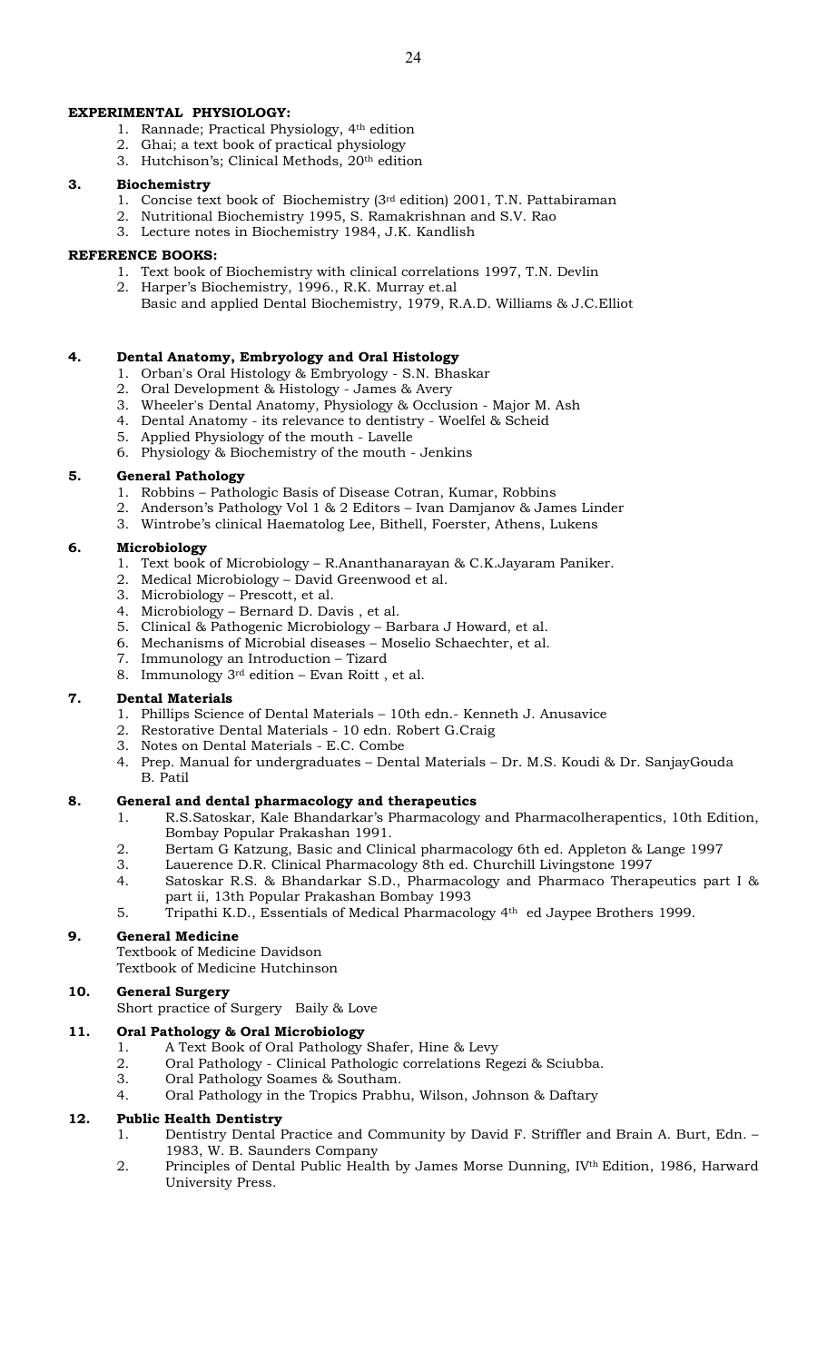**EXPERIMENTAL PHYSIOLOGY:**

1. Rannade; Practical Physiology, 4th edition
2. Ghai; a text book of practical physiology
3. Hutchison's; Clinical Methods, 20th edition

### 3. Biochemistry

1. Concise text book of Biochemistry (3rd edition) 2001, T.N. Pattabiraman
2. Nutritional Biochemistry 1995, S. Ramakrishnan and S.V. Rao
3. Lecture notes in Biochemistry 1984, J.K. Kandlish

**REFERENCE BOOKS:**

1. Text book of Biochemistry with clinical correlations 1997, T.N. Devlin
2. Harper's Biochemistry, 1996., R.K. Murray et.al
   Basic and applied Dental Biochemistry, 1979, R.A.D. Williams & J.C.Elliot

### 4. Dental Anatomy, Embryology and Oral Histology

1. Orban's Oral Histology & Embryology - S.N. Bhaskar
2. Oral Development & Histology - James & Avery
3. Wheeler's Dental Anatomy, Physiology & Occlusion - Major M. Ash
4. Dental Anatomy - its relevance to dentistry - Woelfel & Scheid
5. Applied Physiology of the mouth - Lavelle
6. Physiology & Biochemistry of the mouth - Jenkins

### 5. General Pathology

1. Robbins – Pathologic Basis of Disease Cotran, Kumar, Robbins
2. Anderson's Pathology Vol 1 & 2 Editors – Ivan Damjanov & James Linder
3. Wintrobe's clinical Haematolog Lee, Bithell, Foerster, Athens, Lukens

### 6. Microbiology

1. Text book of Microbiology – R.Ananthanarayan & C.K.Jayaram Paniker.
2. Medical Microbiology – David Greenwood et al.
3. Microbiology – Prescott, et al.
4. Microbiology – Bernard D. Davis , et al.
5. Clinical & Pathogenic Microbiology – Barbara J Howard, et al.
6. Mechanisms of Microbial diseases – Moselio Schaechter, et al.
7. Immunology an Introduction – Tizard
8. Immunology 3rd edition – Evan Roitt , et al.

### 7. Dental Materials

1. Phillips Science of Dental Materials – 10th edn.- Kenneth J. Anusavice
2. Restorative Dental Materials - 10 edn. Robert G.Craig
3. Notes on Dental Materials - E.C. Combe
4. Prep. Manual for undergraduates – Dental Materials – Dr. M.S. Koudi & Dr. SanjayGouda B. Patil

### 8. General and dental pharmacology and therapeutics

1. R.S.Satoskar, Kale Bhandarkar's Pharmacology and Pharmacolherapentics, 10th Edition, Bombay Popular Prakashan 1991.
2. Bertam G Katzung, Basic and Clinical pharmacology 6th ed. Appleton & Lange 1997
3. Lauerence D.R. Clinical Pharmacology 8th ed. Churchill Livingstone 1997
4. Satoskar R.S. & Bhandarkar S.D., Pharmacology and Pharmaco Therapeutics part I & part ii, 13th Popular Prakashan Bombay 1993
5. Tripathi K.D., Essentials of Medical Pharmacology 4th ed Jaypee Brothers 1999.

### 9. General Medicine

Textbook of Medicine Davidson
Textbook of Medicine Hutchinson

### 10. General Surgery

Short practice of Surgery Baily & Love

### 11. Oral Pathology & Oral Microbiology

1. A Text Book of Oral Pathology Shafer, Hine & Levy
2. Oral Pathology - Clinical Pathologic correlations Regezi & Sciubba.
3. Oral Pathology Soames & Southam.
4. Oral Pathology in the Tropics Prabhu, Wilson, Johnson & Daftary

### 12. Public Health Dentistry

1. Dentistry Dental Practice and Community by David F. Striffler and Brain A. Burt, Edn. – 1983, W. B. Saunders Company
2. Principles of Dental Public Health by James Morse Dunning, IVth Edition, 1986, Harward University Press.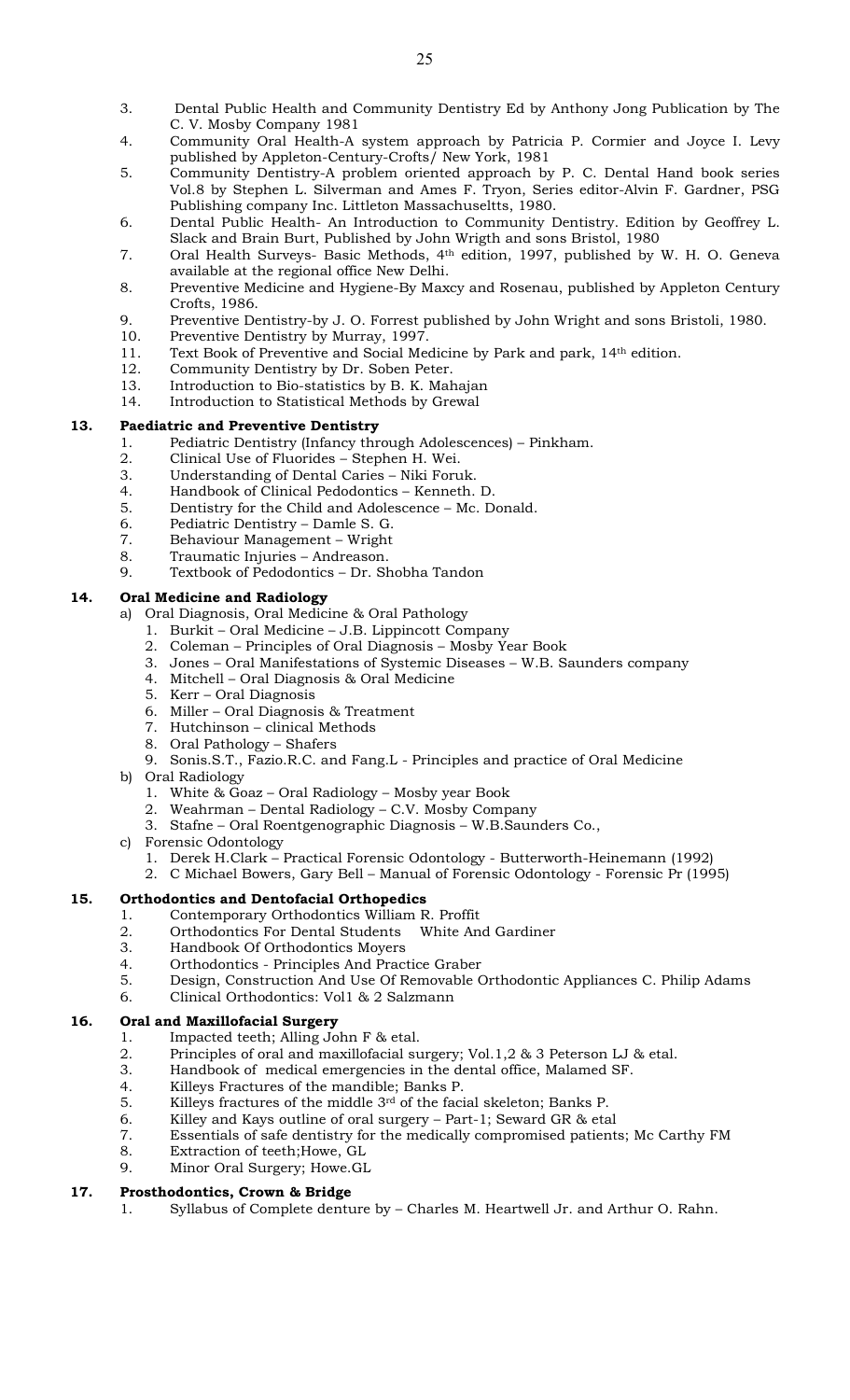3. Dental Public Health and Community Dentistry Ed by Anthony Jong Publication by The C. V. Mosby Company 1981
4. Community Oral Health-A system approach by Patricia P. Cormier and Joyce I. Levy published by Appleton-Century-Crofts/ New York, 1981
5. Community Dentistry-A problem oriented approach by P. C. Dental Hand book series Vol.8 by Stephen L. Silverman and Ames F. Tryon, Series editor-Alvin F. Gardner, PSG Publishing company Inc. Littleton Massachuseltts, 1980.
6. Dental Public Health- An Introduction to Community Dentistry. Edition by Geoffrey L. Slack and Brain Burt, Published by John Wrigth and sons Bristol, 1980
7. Oral Health Surveys- Basic Methods, 4th edition, 1997, published by W. H. O. Geneva available at the regional office New Delhi.
8. Preventive Medicine and Hygiene-By Maxcy and Rosenau, published by Appleton Century Crofts, 1986.
9. Preventive Dentistry-by J. O. Forrest published by John Wright and sons Bristoli, 1980.
10. Preventive Dentistry by Murray, 1997.
11. Text Book of Preventive and Social Medicine by Park and park, 14th edition.
12. Community Dentistry by Dr. Soben Peter.
13. Introduction to Bio-statistics by B. K. Mahajan
14. Introduction to Statistical Methods by Grewal

## 13. Paediatric and Preventive Dentistry

1. Pediatric Dentistry (Infancy through Adolescences) – Pinkham.
2. Clinical Use of Fluorides – Stephen H. Wei.
3. Understanding of Dental Caries – Niki Foruk.
4. Handbook of Clinical Pedodontics – Kenneth. D.
5. Dentistry for the Child and Adolescence – Mc. Donald.
6. Pediatric Dentistry – Damle S. G.
7. Behaviour Management – Wright
8. Traumatic Injuries – Andreason.
9. Textbook of Pedodontics – Dr. Shobha Tandon

## 14. Oral Medicine and Radiology

a) Oral Diagnosis, Oral Medicine & Oral Pathology
   1. Burkit – Oral Medicine – J.B. Lippincott Company
   2. Coleman – Principles of Oral Diagnosis – Mosby Year Book
   3. Jones – Oral Manifestations of Systemic Diseases – W.B. Saunders company
   4. Mitchell – Oral Diagnosis & Oral Medicine
   5. Kerr – Oral Diagnosis
   6. Miller – Oral Diagnosis & Treatment
   7. Hutchinson – clinical Methods
   8. Oral Pathology – Shafers
   9. Sonis.S.T., Fazio.R.C. and Fang.L - Principles and practice of Oral Medicine

b) Oral Radiology
   1. White & Goaz – Oral Radiology – Mosby year Book
   2. Weahrman – Dental Radiology – C.V. Mosby Company
   3. Stafne – Oral Roentgenographic Diagnosis – W.B.Saunders Co.,

c) Forensic Odontology
   1. Derek H.Clark – Practical Forensic Odontology - Butterworth-Heinemann (1992)
   2. C Michael Bowers, Gary Bell – Manual of Forensic Odontology - Forensic Pr (1995)

## 15. Orthodontics and Dentofacial Orthopedics

1. Contemporary Orthodontics William R. Proffit
2. Orthodontics For Dental Students White And Gardiner
3. Handbook Of Orthodontics Moyers
4. Orthodontics - Principles And Practice Graber
5. Design, Construction And Use Of Removable Orthodontic Appliances C. Philip Adams
6. Clinical Orthodontics: Vol1 & 2 Salzmann

## 16. Oral and Maxillofacial Surgery

1. Impacted teeth; Alling John F & etal.
2. Principles of oral and maxillofacial surgery; Vol.1,2 & 3 Peterson LJ & etal.
3. Handbook of medical emergencies in the dental office, Malamed SF.
4. Killeys Fractures of the mandible; Banks P.
5. Killeys fractures of the middle 3rd of the facial skeleton; Banks P.
6. Killey and Kays outline of oral surgery – Part-1; Seward GR & etal
7. Essentials of safe dentistry for the medically compromised patients; Mc Carthy FM
8. Extraction of teeth;Howe, GL
9. Minor Oral Surgery; Howe.GL

## 17. Prosthodontics, Crown & Bridge

1. Syllabus of Complete denture by – Charles M. Heartwell Jr. and Arthur O. Rahn.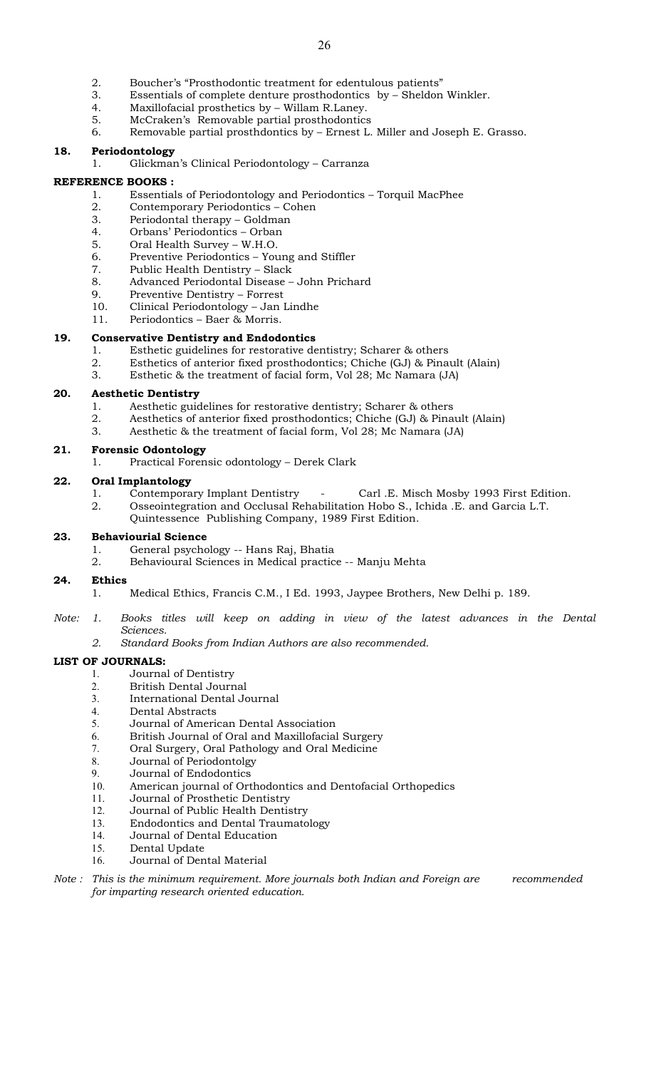2. Boucher's "Prosthodontic treatment for edentulous patients"
3. Essentials of complete denture prosthodontics by – Sheldon Winkler.
4. Maxillofacial prosthetics by – Willam R.Laney.
5. McCraken's Removable partial prosthodontics
6. Removable partial prosthdontics by – Ernest L. Miller and Joseph E. Grasso.

**18. Periodontology**

1. Glickman's Clinical Periodontology – Carranza

**REFERENCE BOOKS :**

1. Essentials of Periodontology and Periodontics – Torquil MacPhee
2. Contemporary Periodontics – Cohen
3. Periodontal therapy – Goldman
4. Orbans' Periodontics – Orban
5. Oral Health Survey – W.H.O.
6. Preventive Periodontics – Young and Stiffler
7. Public Health Dentistry – Slack
8. Advanced Periodontal Disease – John Prichard
9. Preventive Dentistry – Forrest
10. Clinical Periodontology – Jan Lindhe
11. Periodontics – Baer & Morris.

**19. Conservative Dentistry and Endodontics**

1. Esthetic guidelines for restorative dentistry; Scharer & others
2. Esthetics of anterior fixed prosthodontics; Chiche (GJ) & Pinault (Alain)
3. Esthetic & the treatment of facial form, Vol 28; Mc Namara (JA)

**20. Aesthetic Dentistry**

1. Aesthetic guidelines for restorative dentistry; Scharer & others
2. Aesthetics of anterior fixed prosthodontics; Chiche (GJ) & Pinault (Alain)
3. Aesthetic & the treatment of facial form, Vol 28; Mc Namara (JA)

**21. Forensic Odontology**

1. Practical Forensic odontology – Derek Clark

**22. Oral Implantology**

1. Contemporary Implant Dentistry - Carl .E. Misch Mosby 1993 First Edition.
2. Osseointegration and Occlusal Rehabilitation Hobo S., Ichida .E. and Garcia L.T. Quintessence Publishing Company, 1989 First Edition.

**23. Behaviourial Science**

1. General psychology -- Hans Raj, Bhatia
2. Behavioural Sciences in Medical practice -- Manju Mehta

**24. Ethics**

1. Medical Ethics, Francis C.M., I Ed. 1993, Jaypee Brothers, New Delhi p. 189.

*Note: 1. Books titles will keep on adding in view of the latest advances in the Dental Sciences.*
*2. Standard Books from Indian Authors are also recommended.*

**LIST OF JOURNALS:**

1. Journal of Dentistry
2. British Dental Journal
3. International Dental Journal
4. Dental Abstracts
5. Journal of American Dental Association
6. British Journal of Oral and Maxillofacial Surgery
7. Oral Surgery, Oral Pathology and Oral Medicine
8. Journal of Periodontolgy
9. Journal of Endodontics
10. American journal of Orthodontics and Dentofacial Orthopedics
11. Journal of Prosthetic Dentistry
12. Journal of Public Health Dentistry
13. Endodontics and Dental Traumatology
14. Journal of Dental Education
15. Dental Update
16. Journal of Dental Material

*Note : This is the minimum requirement. More journals both Indian and Foreign are recommended for imparting research oriented education.*